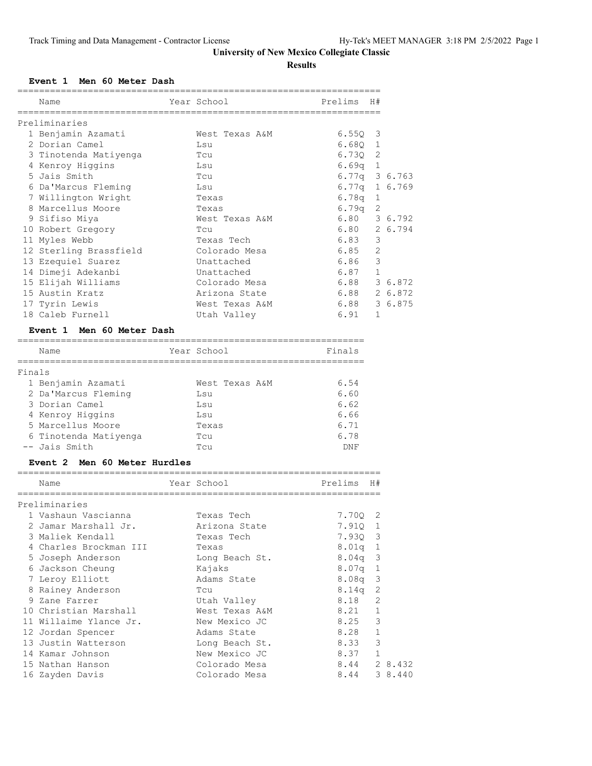# University of New Mexico Collegiate Classic

## Results

### Event 1 Men 60 Meter Dash

Preliminaries

| | Name | Year | School | Prelims | H# | |
|---|---|---|---|---|---|---|
| 1 | Benjamin Azamati | | West Texas A&M | 6.55Q | 3 | |
| 2 | Dorian Camel | | Lsu | 6.68Q | 1 | |
| 3 | Tinotenda Matiyenga | | Tcu | 6.73Q | 2 | |
| 4 | Kenroy Higgins | | Lsu | 6.69q | 1 | |
| 5 | Jais Smith | | Tcu | 6.77q | 3 | 6.763 |
| 6 | Da'Marcus Fleming | | Lsu | 6.77q | 1 | 6.769 |
| 7 | Willington Wright | | Texas | 6.78q | 1 | |
| 8 | Marcellus Moore | | Texas | 6.79q | 2 | |
| 9 | Sifiso Miya | | West Texas A&M | 6.80 | 3 | 6.792 |
| 10 | Robert Gregory | | Tcu | 6.80 | 2 | 6.794 |
| 11 | Myles Webb | | Texas Tech | 6.83 | 3 | |
| 12 | Sterling Brassfield | | Colorado Mesa | 6.85 | 2 | |
| 13 | Ezequiel Suarez | | Unattached | 6.86 | 3 | |
| 14 | Dimeji Adekanbi | | Unattached | 6.87 | 1 | |
| 15 | Elijah Williams | | Colorado Mesa | 6.88 | 3 | 6.872 |
| 15 | Austin Kratz | | Arizona State | 6.88 | 2 | 6.872 |
| 17 | Tyrin Lewis | | West Texas A&M | 6.88 | 3 | 6.875 |
| 18 | Caleb Furnell | | Utah Valley | 6.91 | 1 | |

### Event 1 Men 60 Meter Dash

Finals

| | Name | Year | School | Finals |
|---|---|---|---|---|
| 1 | Benjamin Azamati | | West Texas A&M | 6.54 |
| 2 | Da'Marcus Fleming | | Lsu | 6.60 |
| 3 | Dorian Camel | | Lsu | 6.62 |
| 4 | Kenroy Higgins | | Lsu | 6.66 |
| 5 | Marcellus Moore | | Texas | 6.71 |
| 6 | Tinotenda Matiyenga | | Tcu | 6.78 |
| -- | Jais Smith | | Tcu | DNF |

### Event 2 Men 60 Meter Hurdles

Preliminaries

| | Name | Year | School | Prelims | H# | |
|---|---|---|---|---|---|---|
| 1 | Vashaun Vascianna | | Texas Tech | 7.70Q | 2 | |
| 2 | Jamar Marshall Jr. | | Arizona State | 7.91Q | 1 | |
| 3 | Maliek Kendall | | Texas Tech | 7.93Q | 3 | |
| 4 | Charles Brockman III | | Texas | 8.01q | 1 | |
| 5 | Joseph Anderson | | Long Beach St. | 8.04q | 3 | |
| 6 | Jackson Cheung | | Kajaks | 8.07q | 1 | |
| 7 | Leroy Elliott | | Adams State | 8.08q | 3 | |
| 8 | Rainey Anderson | | Tcu | 8.14q | 2 | |
| 9 | Zane Farrer | | Utah Valley | 8.18 | 2 | |
| 10 | Christian Marshall | | West Texas A&M | 8.21 | 1 | |
| 11 | Willaime Ylance Jr. | | New Mexico JC | 8.25 | 3 | |
| 12 | Jordan Spencer | | Adams State | 8.28 | 1 | |
| 13 | Justin Watterson | | Long Beach St. | 8.33 | 3 | |
| 14 | Kamar Johnson | | New Mexico JC | 8.37 | 1 | |
| 15 | Nathan Hanson | | Colorado Mesa | 8.44 | 2 | 8.432 |
| 16 | Zayden Davis | | Colorado Mesa | 8.44 | 3 | 8.440 |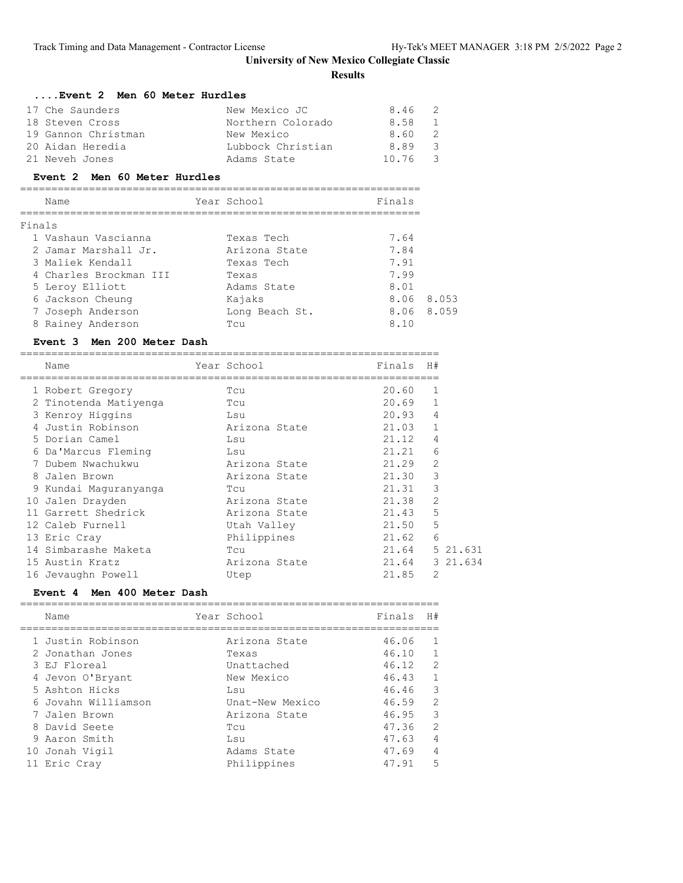## University of New Mexico Collegiate Classic

### Results

#### ....Event 2 Men 60 Meter Hurdles

| | | | | |
|---|---|---|---|---|
| 17 | Che Saunders | New Mexico JC | 8.46 | 2 |
| 18 | Steven Cross | Northern Colorado | 8.58 | 1 |
| 19 | Gannon Christman | New Mexico | 8.60 | 2 |
| 20 | Aidan Heredia | Lubbock Christian | 8.89 | 3 |
| 21 | Neveh Jones | Adams State | 10.76 | 3 |

#### Event 2 Men 60 Meter Hurdles

Finals

| | Name | Year | School | Finals | |
|---|---|---|---|---|---|
| 1 | Vashaun Vascianna | | Texas Tech | 7.64 | |
| 2 | Jamar Marshall Jr. | | Arizona State | 7.84 | |
| 3 | Maliek Kendall | | Texas Tech | 7.91 | |
| 4 | Charles Brockman III | | Texas | 7.99 | |
| 5 | Leroy Elliott | | Adams State | 8.01 | |
| 6 | Jackson Cheung | | Kajaks | 8.06 | 8.053 |
| 7 | Joseph Anderson | | Long Beach St. | 8.06 | 8.059 |
| 8 | Rainey Anderson | | Tcu | 8.10 | |

#### Event 3 Men 200 Meter Dash

| | Name | Year | School | Finals | H# | |
|---|---|---|---|---|---|---|
| 1 | Robert Gregory | | Tcu | 20.60 | 1 | |
| 2 | Tinotenda Matiyenga | | Tcu | 20.69 | 1 | |
| 3 | Kenroy Higgins | | Lsu | 20.93 | 4 | |
| 4 | Justin Robinson | | Arizona State | 21.03 | 1 | |
| 5 | Dorian Camel | | Lsu | 21.12 | 4 | |
| 6 | Da'Marcus Fleming | | Lsu | 21.21 | 6 | |
| 7 | Dubem Nwachukwu | | Arizona State | 21.29 | 2 | |
| 8 | Jalen Brown | | Arizona State | 21.30 | 3 | |
| 9 | Kundai Maguranyanga | | Tcu | 21.31 | 3 | |
| 10 | Jalen Drayden | | Arizona State | 21.38 | 2 | |
| 11 | Garrett Shedrick | | Arizona State | 21.43 | 5 | |
| 12 | Caleb Furnell | | Utah Valley | 21.50 | 5 | |
| 13 | Eric Cray | | Philippines | 21.62 | 6 | |
| 14 | Simbarashe Maketa | | Tcu | 21.64 | 5 | 21.631 |
| 15 | Austin Kratz | | Arizona State | 21.64 | 3 | 21.634 |
| 16 | Jevaughn Powell | | Utep | 21.85 | 2 | |

#### Event 4 Men 400 Meter Dash

| | Name | Year | School | Finals | H# |
|---|---|---|---|---|---|
| 1 | Justin Robinson | | Arizona State | 46.06 | 1 |
| 2 | Jonathan Jones | | Texas | 46.10 | 1 |
| 3 | EJ Floreal | | Unattached | 46.12 | 2 |
| 4 | Jevon O'Bryant | | New Mexico | 46.43 | 1 |
| 5 | Ashton Hicks | | Lsu | 46.46 | 3 |
| 6 | Jovahn Williamson | | Unat-New Mexico | 46.59 | 2 |
| 7 | Jalen Brown | | Arizona State | 46.95 | 3 |
| 8 | David Seete | | Tcu | 47.36 | 2 |
| 9 | Aaron Smith | | Lsu | 47.63 | 4 |
| 10 | Jonah Vigil | | Adams State | 47.69 | 4 |
| 11 | Eric Cray | | Philippines | 47.91 | 5 |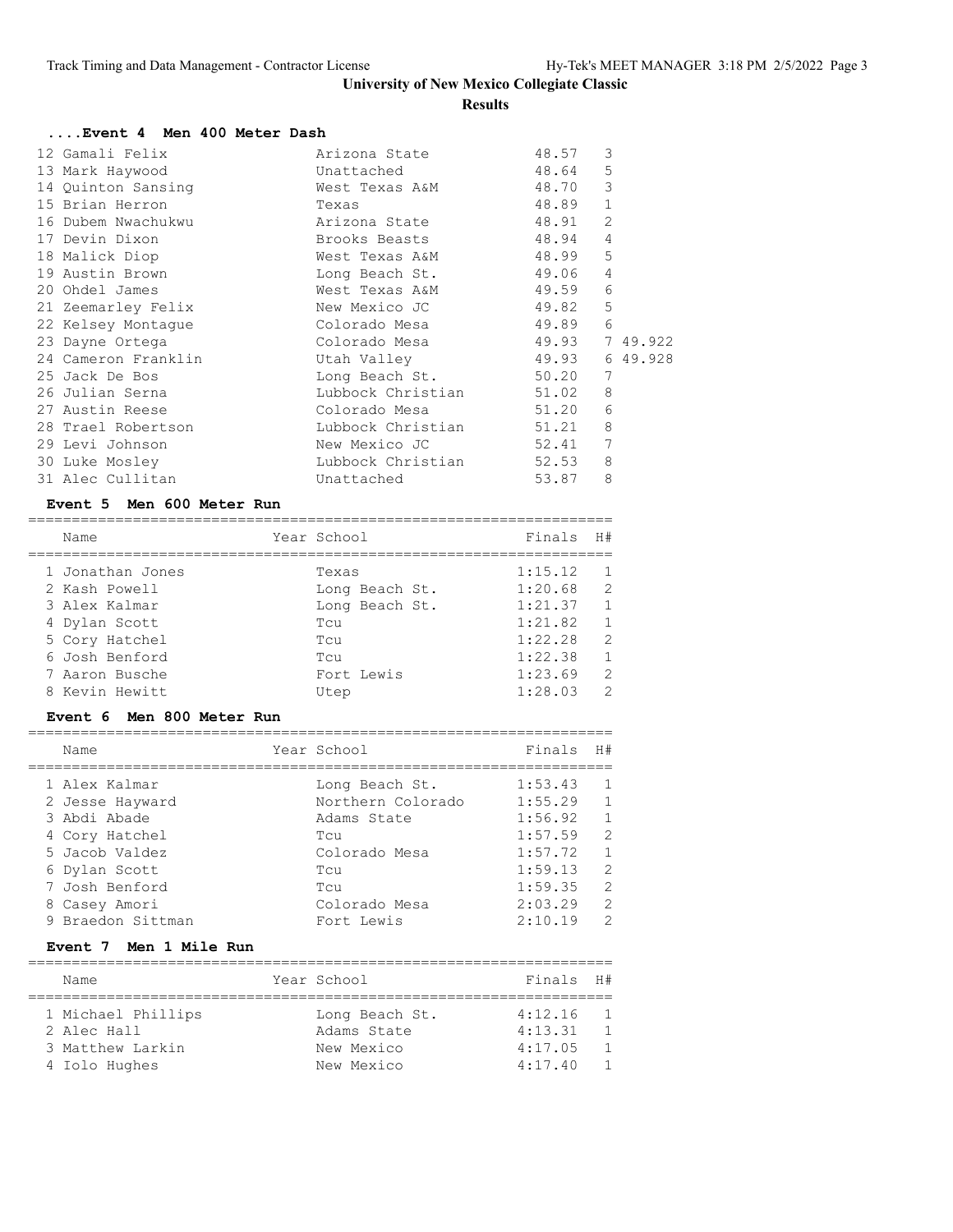**University of New Mexico Collegiate Classic**

**Results**

### ....Event 4 Men 400 Meter Dash

| | Name | School | Finals | H# | |
|---|---|---|---|---|---|
| 12 | Gamali Felix | Arizona State | 48.57 | 3 | |
| 13 | Mark Haywood | Unattached | 48.64 | 5 | |
| 14 | Quinton Sansing | West Texas A&M | 48.70 | 3 | |
| 15 | Brian Herron | Texas | 48.89 | 1 | |
| 16 | Dubem Nwachukwu | Arizona State | 48.91 | 2 | |
| 17 | Devin Dixon | Brooks Beasts | 48.94 | 4 | |
| 18 | Malick Diop | West Texas A&M | 48.99 | 5 | |
| 19 | Austin Brown | Long Beach St. | 49.06 | 4 | |
| 20 | Ohdel James | West Texas A&M | 49.59 | 6 | |
| 21 | Zeemarley Felix | New Mexico JC | 49.82 | 5 | |
| 22 | Kelsey Montague | Colorado Mesa | 49.89 | 6 | |
| 23 | Dayne Ortega | Colorado Mesa | 49.93 | 7 | 49.922 |
| 24 | Cameron Franklin | Utah Valley | 49.93 | 6 | 49.928 |
| 25 | Jack De Bos | Long Beach St. | 50.20 | 7 | |
| 26 | Julian Serna | Lubbock Christian | 51.02 | 8 | |
| 27 | Austin Reese | Colorado Mesa | 51.20 | 6 | |
| 28 | Trael Robertson | Lubbock Christian | 51.21 | 8 | |
| 29 | Levi Johnson | New Mexico JC | 52.41 | 7 | |
| 30 | Luke Mosley | Lubbock Christian | 52.53 | 8 | |
| 31 | Alec Cullitan | Unattached | 53.87 | 8 | |

### Event 5 Men 600 Meter Run

| | Name | Year | School | Finals | H# |
|---|---|---|---|---|---|
| 1 | Jonathan Jones | | Texas | 1:15.12 | 1 |
| 2 | Kash Powell | | Long Beach St. | 1:20.68 | 2 |
| 3 | Alex Kalmar | | Long Beach St. | 1:21.37 | 1 |
| 4 | Dylan Scott | | Tcu | 1:21.82 | 1 |
| 5 | Cory Hatchel | | Tcu | 1:22.28 | 2 |
| 6 | Josh Benford | | Tcu | 1:22.38 | 1 |
| 7 | Aaron Busche | | Fort Lewis | 1:23.69 | 2 |
| 8 | Kevin Hewitt | | Utep | 1:28.03 | 2 |

### Event 6 Men 800 Meter Run

| | Name | Year | School | Finals | H# |
|---|---|---|---|---|---|
| 1 | Alex Kalmar | | Long Beach St. | 1:53.43 | 1 |
| 2 | Jesse Hayward | | Northern Colorado | 1:55.29 | 1 |
| 3 | Abdi Abade | | Adams State | 1:56.92 | 1 |
| 4 | Cory Hatchel | | Tcu | 1:57.59 | 2 |
| 5 | Jacob Valdez | | Colorado Mesa | 1:57.72 | 1 |
| 6 | Dylan Scott | | Tcu | 1:59.13 | 2 |
| 7 | Josh Benford | | Tcu | 1:59.35 | 2 |
| 8 | Casey Amori | | Colorado Mesa | 2:03.29 | 2 |
| 9 | Braedon Sittman | | Fort Lewis | 2:10.19 | 2 |

### Event 7 Men 1 Mile Run

| | Name | Year | School | Finals | H# |
|---|---|---|---|---|---|
| 1 | Michael Phillips | | Long Beach St. | 4:12.16 | 1 |
| 2 | Alec Hall | | Adams State | 4:13.31 | 1 |
| 3 | Matthew Larkin | | New Mexico | 4:17.05 | 1 |
| 4 | Iolo Hughes | | New Mexico | 4:17.40 | 1 |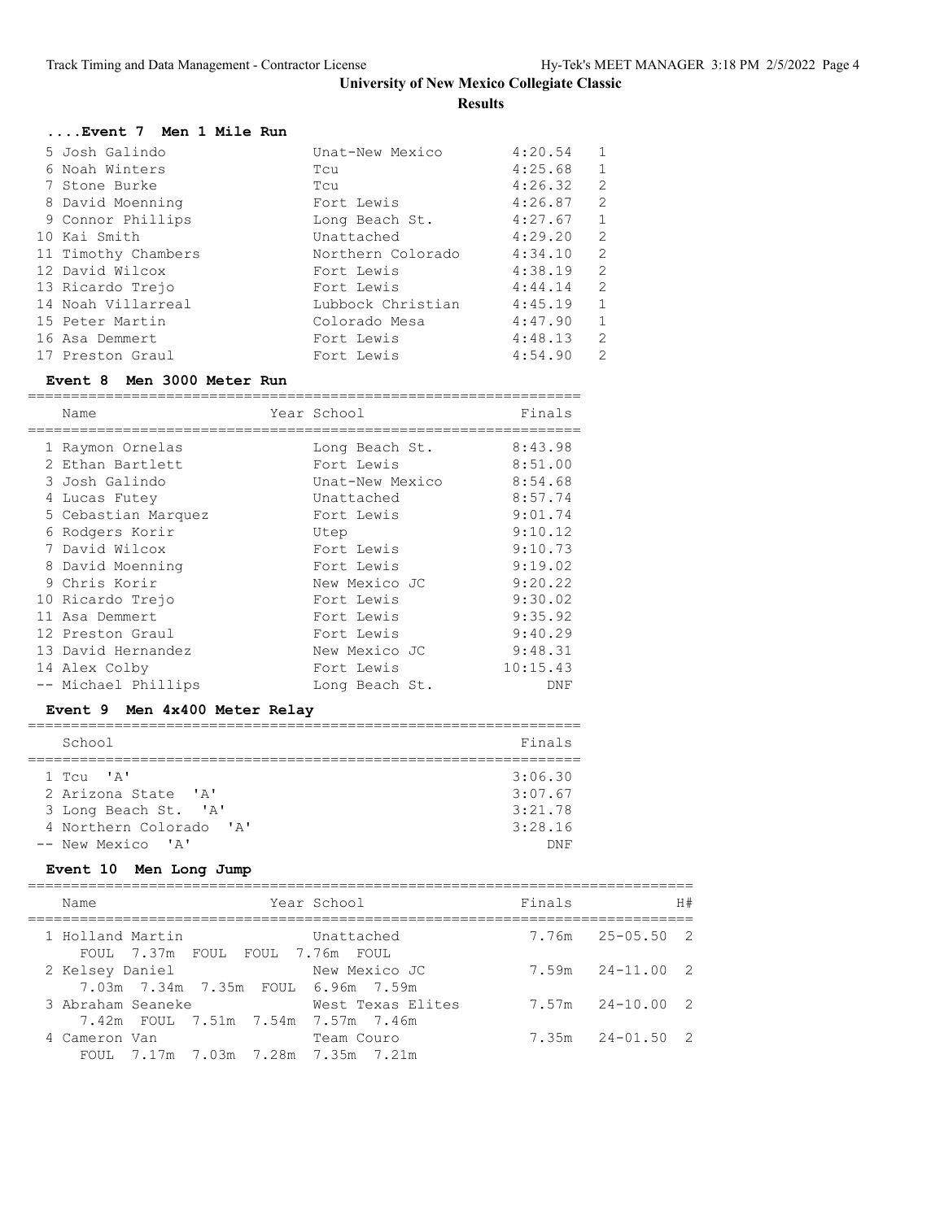# University of New Mexico Collegiate Classic

## Results

### ....Event 7 Men 1 Mile Run

| | | | | |
|---|---|---|---|---|
| 5 | Josh Galindo | Unat-New Mexico | 4:20.54 | 1 |
| 6 | Noah Winters | Tcu | 4:25.68 | 1 |
| 7 | Stone Burke | Tcu | 4:26.32 | 2 |
| 8 | David Moenning | Fort Lewis | 4:26.87 | 2 |
| 9 | Connor Phillips | Long Beach St. | 4:27.67 | 1 |
| 10 | Kai Smith | Unattached | 4:29.20 | 2 |
| 11 | Timothy Chambers | Northern Colorado | 4:34.10 | 2 |
| 12 | David Wilcox | Fort Lewis | 4:38.19 | 2 |
| 13 | Ricardo Trejo | Fort Lewis | 4:44.14 | 2 |
| 14 | Noah Villarreal | Lubbock Christian | 4:45.19 | 1 |
| 15 | Peter Martin | Colorado Mesa | 4:47.90 | 1 |
| 16 | Asa Demmert | Fort Lewis | 4:48.13 | 2 |
| 17 | Preston Graul | Fort Lewis | 4:54.90 | 2 |

### Event 8 Men 3000 Meter Run

| | Name | Year School | Finals |
|---|---|---|---|
| 1 | Raymon Ornelas | Long Beach St. | 8:43.98 |
| 2 | Ethan Bartlett | Fort Lewis | 8:51.00 |
| 3 | Josh Galindo | Unat-New Mexico | 8:54.68 |
| 4 | Lucas Futey | Unattached | 8:57.74 |
| 5 | Cebastian Marquez | Fort Lewis | 9:01.74 |
| 6 | Rodgers Korir | Utep | 9:10.12 |
| 7 | David Wilcox | Fort Lewis | 9:10.73 |
| 8 | David Moenning | Fort Lewis | 9:19.02 |
| 9 | Chris Korir | New Mexico JC | 9:20.22 |
| 10 | Ricardo Trejo | Fort Lewis | 9:30.02 |
| 11 | Asa Demmert | Fort Lewis | 9:35.92 |
| 12 | Preston Graul | Fort Lewis | 9:40.29 |
| 13 | David Hernandez | New Mexico JC | 9:48.31 |
| 14 | Alex Colby | Fort Lewis | 10:15.43 |
| -- | Michael Phillips | Long Beach St. | DNF |

### Event 9 Men 4x400 Meter Relay

| | School | Finals |
|---|---|---|
| 1 | Tcu 'A' | 3:06.30 |
| 2 | Arizona State 'A' | 3:07.67 |
| 3 | Long Beach St. 'A' | 3:21.78 |
| 4 | Northern Colorado 'A' | 3:28.16 |
| -- | New Mexico 'A' | DNF |

### Event 10 Men Long Jump

| | Name | Year School | Finals | | H# |
|---|---|---|---|---|---|
| 1 | Holland Martin | Unattached | 7.76m | 25-05.50 | 2 |
| | FOUL 7.37m FOUL FOUL 7.76m FOUL | | | | |
| 2 | Kelsey Daniel | New Mexico JC | 7.59m | 24-11.00 | 2 |
| | 7.03m 7.34m 7.35m FOUL 6.96m 7.59m | | | | |
| 3 | Abraham Seaneke | West Texas Elites | 7.57m | 24-10.00 | 2 |
| | 7.42m FOUL 7.51m 7.54m 7.57m 7.46m | | | | |
| 4 | Cameron Van | Team Couro | 7.35m | 24-01.50 | 2 |
| | FOUL 7.17m 7.03m 7.28m 7.35m 7.21m | | | | |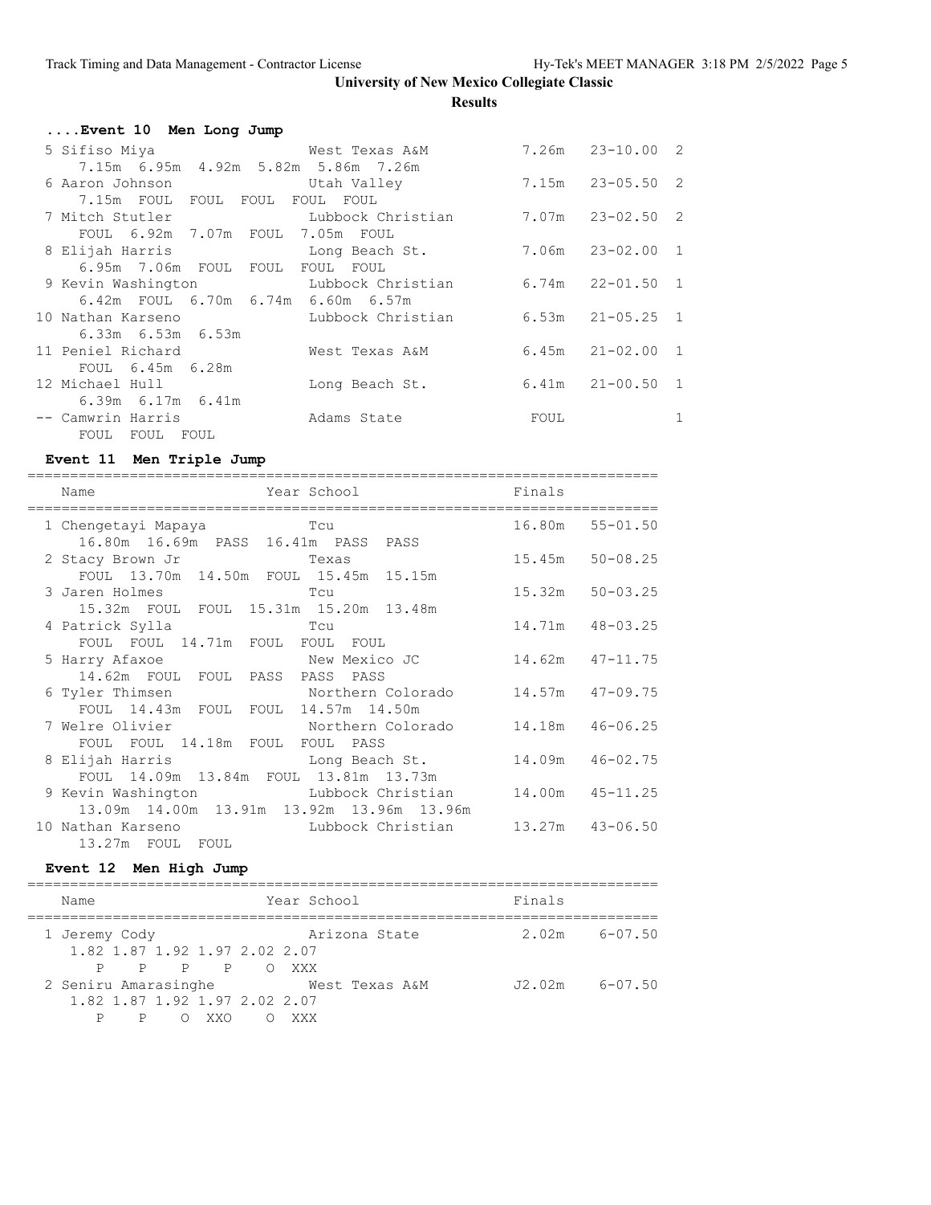**University of New Mexico Collegiate Classic**

**Results**

### ....Event 10 Men Long Jump

| | | | | | |
|---|---|---|---|---|---|
| 5 | Sifiso Miya | West Texas A&M | 7.26m | 23-10.00 | 2 |
| | 7.15m 6.95m 4.92m 5.82m 5.86m 7.26m | | | | |
| 6 | Aaron Johnson | Utah Valley | 7.15m | 23-05.50 | 2 |
| | 7.15m FOUL FOUL FOUL FOUL FOUL | | | | |
| 7 | Mitch Stutler | Lubbock Christian | 7.07m | 23-02.50 | 2 |
| | FOUL 6.92m 7.07m FOUL 7.05m FOUL | | | | |
| 8 | Elijah Harris | Long Beach St. | 7.06m | 23-02.00 | 1 |
| | 6.95m 7.06m FOUL FOUL FOUL FOUL | | | | |
| 9 | Kevin Washington | Lubbock Christian | 6.74m | 22-01.50 | 1 |
| | 6.42m FOUL 6.70m 6.74m 6.60m 6.57m | | | | |
| 10 | Nathan Karseno | Lubbock Christian | 6.53m | 21-05.25 | 1 |
| | 6.33m 6.53m 6.53m | | | | |
| 11 | Peniel Richard | West Texas A&M | 6.45m | 21-02.00 | 1 |
| | FOUL 6.45m 6.28m | | | | |
| 12 | Michael Hull | Long Beach St. | 6.41m | 21-00.50 | 1 |
| | 6.39m 6.17m 6.41m | | | | |
| -- | Camwrin Harris | Adams State | FOUL | | 1 |
| | FOUL FOUL FOUL | | | | |

### Event 11 Men Triple Jump

| | Name | Year School | Finals | |
|---|---|---|---|---|
| 1 | Chengetayi Mapaya | Tcu | 16.80m | 55-01.50 |
| | 16.80m 16.69m PASS 16.41m PASS PASS | | | |
| 2 | Stacy Brown Jr | Texas | 15.45m | 50-08.25 |
| | FOUL 13.70m 14.50m FOUL 15.45m 15.15m | | | |
| 3 | Jaren Holmes | Tcu | 15.32m | 50-03.25 |
| | 15.32m FOUL FOUL 15.31m 15.20m 13.48m | | | |
| 4 | Patrick Sylla | Tcu | 14.71m | 48-03.25 |
| | FOUL FOUL 14.71m FOUL FOUL FOUL | | | |
| 5 | Harry Afaxoe | New Mexico JC | 14.62m | 47-11.75 |
| | 14.62m FOUL FOUL PASS PASS PASS | | | |
| 6 | Tyler Thimsen | Northern Colorado | 14.57m | 47-09.75 |
| | FOUL 14.43m FOUL FOUL 14.57m 14.50m | | | |
| 7 | Welre Olivier | Northern Colorado | 14.18m | 46-06.25 |
| | FOUL FOUL 14.18m FOUL FOUL PASS | | | |
| 8 | Elijah Harris | Long Beach St. | 14.09m | 46-02.75 |
| | FOUL 14.09m 13.84m FOUL 13.81m 13.73m | | | |
| 9 | Kevin Washington | Lubbock Christian | 14.00m | 45-11.25 |
| | 13.09m 14.00m 13.91m 13.92m 13.96m 13.96m | | | |
| 10 | Nathan Karseno | Lubbock Christian | 13.27m | 43-06.50 |
| | 13.27m FOUL FOUL | | | |

### Event 12 Men High Jump

| | Name | Year School | Finals | |
|---|---|---|---|---|
| 1 | Jeremy Cody | Arizona State | 2.02m | 6-07.50 |
| | 1.82 1.87 1.92 1.97 2.02 2.07 | | | |
| | P P P P O XXX | | | |
| 2 | Seniru Amarasinghe | West Texas A&M | J2.02m | 6-07.50 |
| | 1.82 1.87 1.92 1.97 2.02 2.07 | | | |
| | P P O XXO O XXX | | | |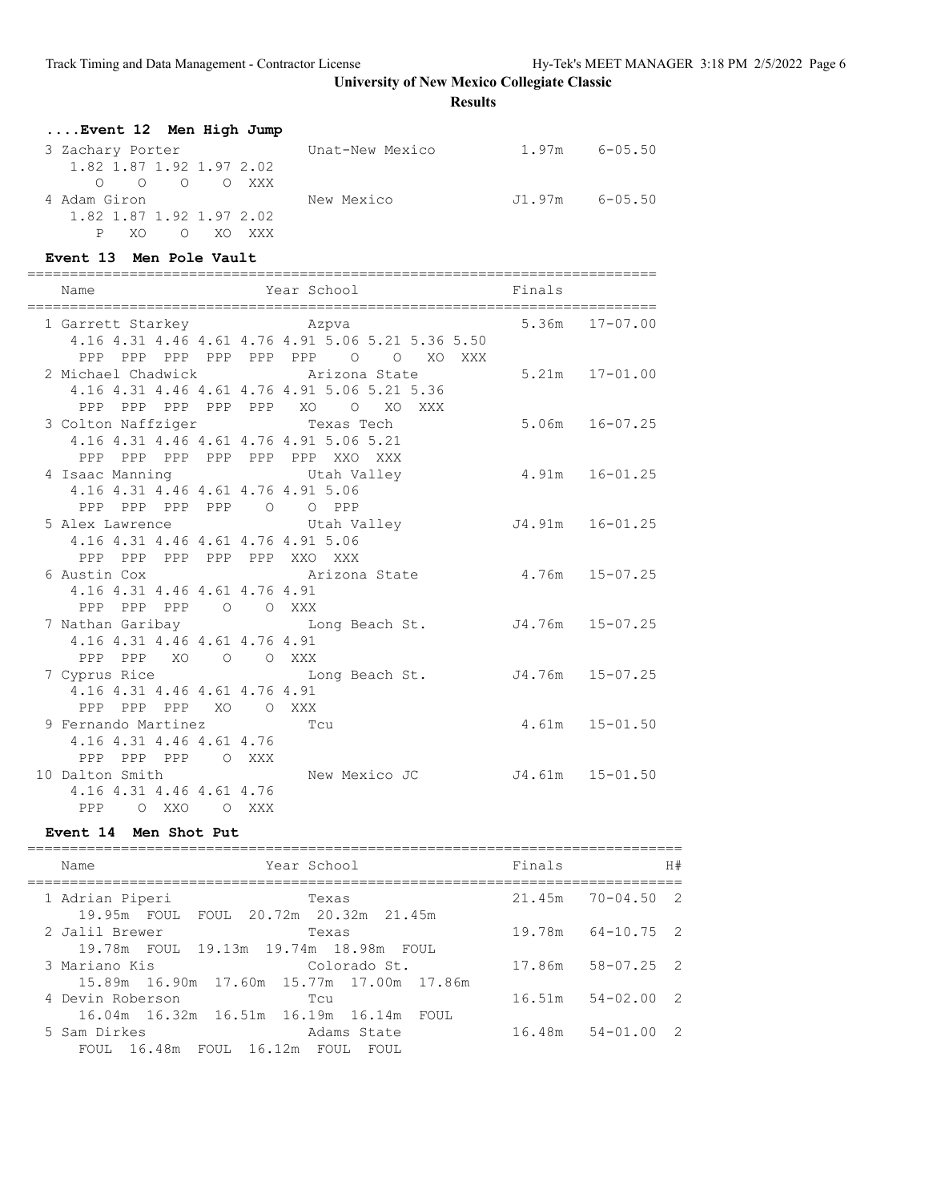## University of New Mexico Collegiate Classic

### Results

#### ....Event 12 Men High Jump

| Name | School | Finals | |
|---|---|---|---|
| 3 Zachary Porter | Unat-New Mexico | 1.97m | 6-05.50 |
| 1.82 1.87 1.92 1.97 2.02 | | | |
| O O O O XXX | | | |
| 4 Adam Giron | New Mexico | J1.97m | 6-05.50 |
| 1.82 1.87 1.92 1.97 2.02 | | | |
| P XO O XO XXX | | | |

#### Event 13 Men Pole Vault

| Name | Year School | Finals | |
|---|---|---|---|
| 1 Garrett Starkey | Azpva | 5.36m | 17-07.00 |
| 4.16 4.31 4.46 4.61 4.76 4.91 5.06 5.21 5.36 5.50 | | | |
| PPP PPP PPP PPP PPP PPP O O XO XXX | | | |
| 2 Michael Chadwick | Arizona State | 5.21m | 17-01.00 |
| 4.16 4.31 4.46 4.61 4.76 4.91 5.06 5.21 5.36 | | | |
| PPP PPP PPP PPP PPP XO O XO XXX | | | |
| 3 Colton Naffziger | Texas Tech | 5.06m | 16-07.25 |
| 4.16 4.31 4.46 4.61 4.76 4.91 5.06 5.21 | | | |
| PPP PPP PPP PPP PPP PPP XXO XXX | | | |
| 4 Isaac Manning | Utah Valley | 4.91m | 16-01.25 |
| 4.16 4.31 4.46 4.61 4.76 4.91 5.06 | | | |
| PPP PPP PPP PPP O O PPP | | | |
| 5 Alex Lawrence | Utah Valley | J4.91m | 16-01.25 |
| 4.16 4.31 4.46 4.61 4.76 4.91 5.06 | | | |
| PPP PPP PPP PPP PPP XXO XXX | | | |
| 6 Austin Cox | Arizona State | 4.76m | 15-07.25 |
| 4.16 4.31 4.46 4.61 4.76 4.91 | | | |
| PPP PPP PPP O O XXX | | | |
| 7 Nathan Garibay | Long Beach St. | J4.76m | 15-07.25 |
| 4.16 4.31 4.46 4.61 4.76 4.91 | | | |
| PPP PPP XO O O XXX | | | |
| 7 Cyprus Rice | Long Beach St. | J4.76m | 15-07.25 |
| 4.16 4.31 4.46 4.61 4.76 4.91 | | | |
| PPP PPP PPP XO O XXX | | | |
| 9 Fernando Martinez | Tcu | 4.61m | 15-01.50 |
| 4.16 4.31 4.46 4.61 4.76 | | | |
| PPP PPP PPP O XXX | | | |
| 10 Dalton Smith | New Mexico JC | J4.61m | 15-01.50 |
| 4.16 4.31 4.46 4.61 4.76 | | | |
| PPP O XXO O XXX | | | |

#### Event 14 Men Shot Put

| Name | Year School | Finals | | H# |
|---|---|---|---|---|
| 1 Adrian Piperi | Texas | 21.45m | 70-04.50 | 2 |
| 19.95m FOUL FOUL 20.72m 20.32m 21.45m | | | | |
| 2 Jalil Brewer | Texas | 19.78m | 64-10.75 | 2 |
| 19.78m FOUL 19.13m 19.74m 18.98m FOUL | | | | |
| 3 Mariano Kis | Colorado St. | 17.86m | 58-07.25 | 2 |
| 15.89m 16.90m 17.60m 15.77m 17.00m 17.86m | | | | |
| 4 Devin Roberson | Tcu | 16.51m | 54-02.00 | 2 |
| 16.04m 16.32m 16.51m 16.19m 16.14m FOUL | | | | |
| 5 Sam Dirkes | Adams State | 16.48m | 54-01.00 | 2 |
| FOUL 16.48m FOUL 16.12m FOUL FOUL | | | | |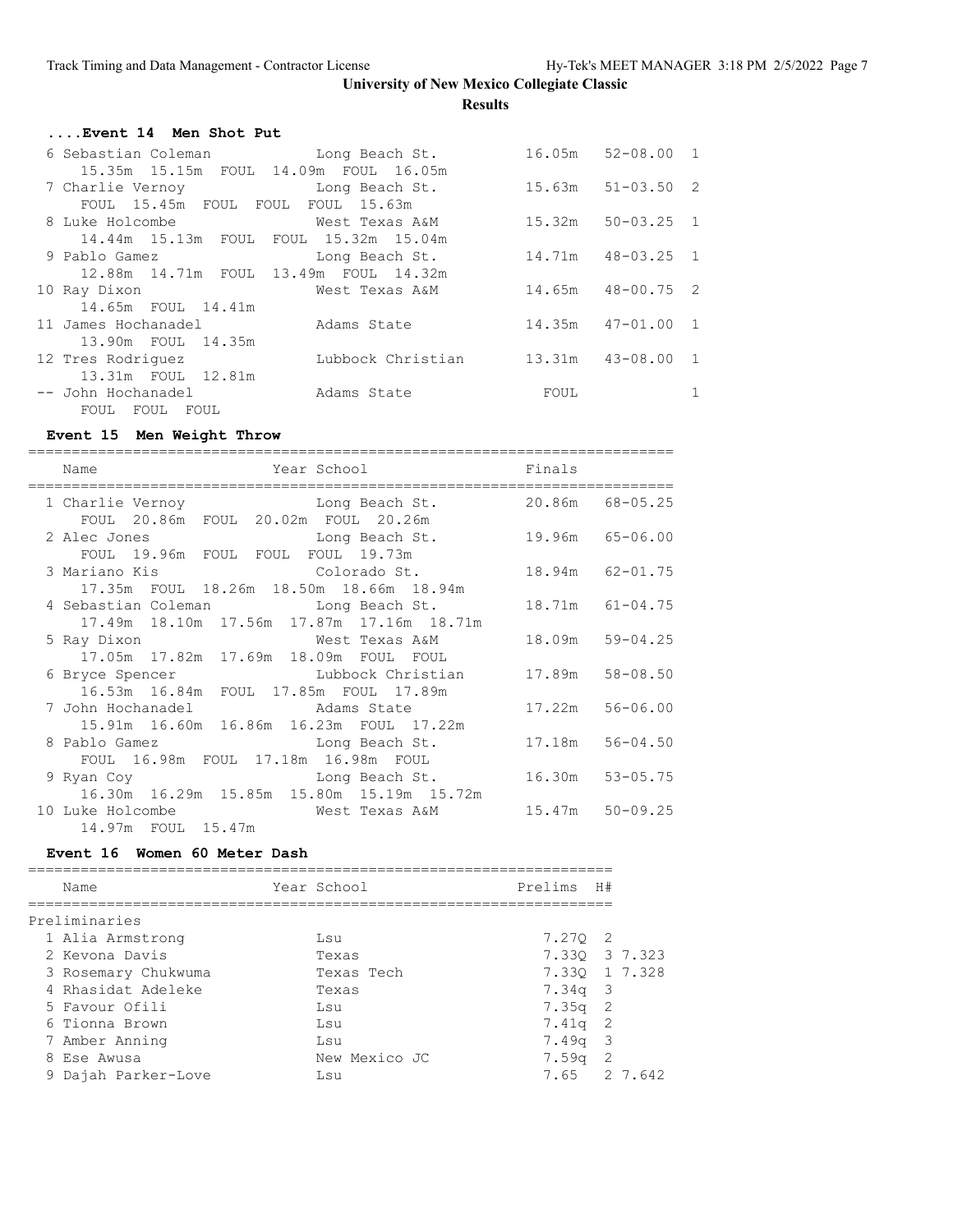# University of New Mexico Collegiate Classic

## Results

### ....Event 14 Men Shot Put

| | | | | | |
|---|---|---|---|---|---|
| 6 Sebastian Coleman | Long Beach St. | 16.05m | 52-08.00 | 1 |
| 15.35m 15.15m FOUL 14.09m FOUL 16.05m | | | | |
| 7 Charlie Vernoy | Long Beach St. | 15.63m | 51-03.50 | 2 |
| FOUL 15.45m FOUL FOUL FOUL 15.63m | | | | |
| 8 Luke Holcombe | West Texas A&M | 15.32m | 50-03.25 | 1 |
| 14.44m 15.13m FOUL FOUL 15.32m 15.04m | | | | |
| 9 Pablo Gamez | Long Beach St. | 14.71m | 48-03.25 | 1 |
| 12.88m 14.71m FOUL 13.49m FOUL 14.32m | | | | |
| 10 Ray Dixon | West Texas A&M | 14.65m | 48-00.75 | 2 |
| 14.65m FOUL 14.41m | | | | |
| 11 James Hochanadel | Adams State | 14.35m | 47-01.00 | 1 |
| 13.90m FOUL 14.35m | | | | |
| 12 Tres Rodriguez | Lubbock Christian | 13.31m | 43-08.00 | 1 |
| 13.31m FOUL 12.81m | | | | |
| -- John Hochanadel | Adams State | FOUL | | 1 |
| FOUL FOUL FOUL | | | | |

### Event 15 Men Weight Throw

| Name | Year School | Finals | |
|---|---|---|---|
| 1 Charlie Vernoy | Long Beach St. | 20.86m | 68-05.25 |
| FOUL 20.86m FOUL 20.02m FOUL 20.26m | | | |
| 2 Alec Jones | Long Beach St. | 19.96m | 65-06.00 |
| FOUL 19.96m FOUL FOUL FOUL 19.73m | | | |
| 3 Mariano Kis | Colorado St. | 18.94m | 62-01.75 |
| 17.35m FOUL 18.26m 18.50m 18.66m 18.94m | | | |
| 4 Sebastian Coleman | Long Beach St. | 18.71m | 61-04.75 |
| 17.49m 18.10m 17.56m 17.87m 17.16m 18.71m | | | |
| 5 Ray Dixon | West Texas A&M | 18.09m | 59-04.25 |
| 17.05m 17.82m 17.69m 18.09m FOUL FOUL | | | |
| 6 Bryce Spencer | Lubbock Christian | 17.89m | 58-08.50 |
| 16.53m 16.84m FOUL 17.85m FOUL 17.89m | | | |
| 7 John Hochanadel | Adams State | 17.22m | 56-06.00 |
| 15.91m 16.60m 16.86m 16.23m FOUL 17.22m | | | |
| 8 Pablo Gamez | Long Beach St. | 17.18m | 56-04.50 |
| FOUL 16.98m FOUL 17.18m 16.98m FOUL | | | |
| 9 Ryan Coy | Long Beach St. | 16.30m | 53-05.75 |
| 16.30m 16.29m 15.85m 15.80m 15.19m 15.72m | | | |
| 10 Luke Holcombe | West Texas A&M | 15.47m | 50-09.25 |
| 14.97m FOUL 15.47m | | | |

### Event 16 Women 60 Meter Dash

| Name | Year School | Prelims | H# | |
|---|---|---|---|---|
| Preliminaries | | | | |
| 1 Alia Armstrong | Lsu | 7.27Q | 2 | |
| 2 Kevona Davis | Texas | 7.33Q | 3 | 7.323 |
| 3 Rosemary Chukwuma | Texas Tech | 7.33Q | 1 | 7.328 |
| 4 Rhasidat Adeleke | Texas | 7.34q | 3 | |
| 5 Favour Ofili | Lsu | 7.35q | 2 | |
| 6 Tionna Brown | Lsu | 7.41q | 2 | |
| 7 Amber Anning | Lsu | 7.49q | 3 | |
| 8 Ese Awusa | New Mexico JC | 7.59q | 2 | |
| 9 Dajah Parker-Love | Lsu | 7.65 | 2 | 7.642 |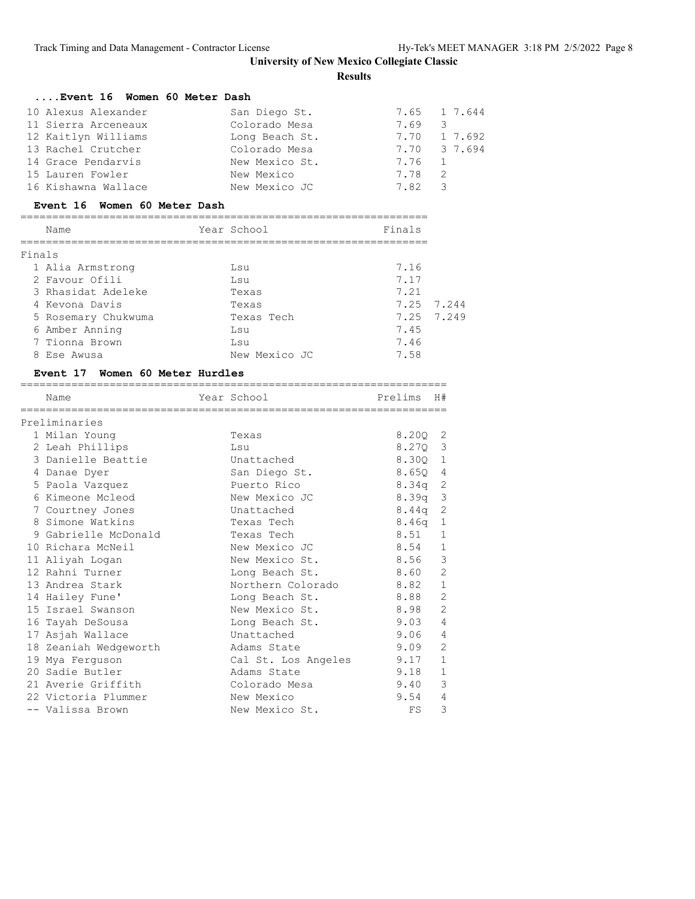# University of New Mexico Collegiate Classic

## Results

### ....Event 16 Women 60 Meter Dash

| Place | Name | School | Prelims | H# | Tiebreak |
|---|---|---|---|---|---|
| 10 | Alexus Alexander | San Diego St. | 7.65 | 1 | 7.644 |
| 11 | Sierra Arceneaux | Colorado Mesa | 7.69 | 3 | |
| 12 | Kaitlyn Williams | Long Beach St. | 7.70 | 1 | 7.692 |
| 13 | Rachel Crutcher | Colorado Mesa | 7.70 | 3 | 7.694 |
| 14 | Grace Pendarvis | New Mexico St. | 7.76 | 1 | |
| 15 | Lauren Fowler | New Mexico | 7.78 | 2 | |
| 16 | Kishawna Wallace | New Mexico JC | 7.82 | 3 | |

### Event 16 Women 60 Meter Dash

Finals

| Place | Name | Year | School | Finals | Tiebreak |
|---|---|---|---|---|---|
| 1 | Alia Armstrong | | Lsu | 7.16 | |
| 2 | Favour Ofili | | Lsu | 7.17 | |
| 3 | Rhasidat Adeleke | | Texas | 7.21 | |
| 4 | Kevona Davis | | Texas | 7.25 | 7.244 |
| 5 | Rosemary Chukwuma | | Texas Tech | 7.25 | 7.249 |
| 6 | Amber Anning | | Lsu | 7.45 | |
| 7 | Tionna Brown | | Lsu | 7.46 | |
| 8 | Ese Awusa | | New Mexico JC | 7.58 | |

### Event 17 Women 60 Meter Hurdles

Preliminaries

| Place | Name | Year | School | Prelims | H# |
|---|---|---|---|---|---|
| 1 | Milan Young | | Texas | 8.20Q | 2 |
| 2 | Leah Phillips | | Lsu | 8.27Q | 3 |
| 3 | Danielle Beattie | | Unattached | 8.30Q | 1 |
| 4 | Danae Dyer | | San Diego St. | 8.65Q | 4 |
| 5 | Paola Vazquez | | Puerto Rico | 8.34q | 2 |
| 6 | Kimeone Mcleod | | New Mexico JC | 8.39q | 3 |
| 7 | Courtney Jones | | Unattached | 8.44q | 2 |
| 8 | Simone Watkins | | Texas Tech | 8.46q | 1 |
| 9 | Gabrielle McDonald | | Texas Tech | 8.51 | 1 |
| 10 | Richara McNeil | | New Mexico JC | 8.54 | 1 |
| 11 | Aliyah Logan | | New Mexico St. | 8.56 | 3 |
| 12 | Rahni Turner | | Long Beach St. | 8.60 | 2 |
| 13 | Andrea Stark | | Northern Colorado | 8.82 | 1 |
| 14 | Hailey Fune' | | Long Beach St. | 8.88 | 2 |
| 15 | Israel Swanson | | New Mexico St. | 8.98 | 2 |
| 16 | Tayah DeSousa | | Long Beach St. | 9.03 | 4 |
| 17 | Asjah Wallace | | Unattached | 9.06 | 4 |
| 18 | Zeaniah Wedgeworth | | Adams State | 9.09 | 2 |
| 19 | Mya Ferguson | | Cal St. Los Angeles | 9.17 | 1 |
| 20 | Sadie Butler | | Adams State | 9.18 | 1 |
| 21 | Averie Griffith | | Colorado Mesa | 9.40 | 3 |
| 22 | Victoria Plummer | | New Mexico | 9.54 | 4 |
| -- | Valissa Brown | | New Mexico St. | FS | 3 |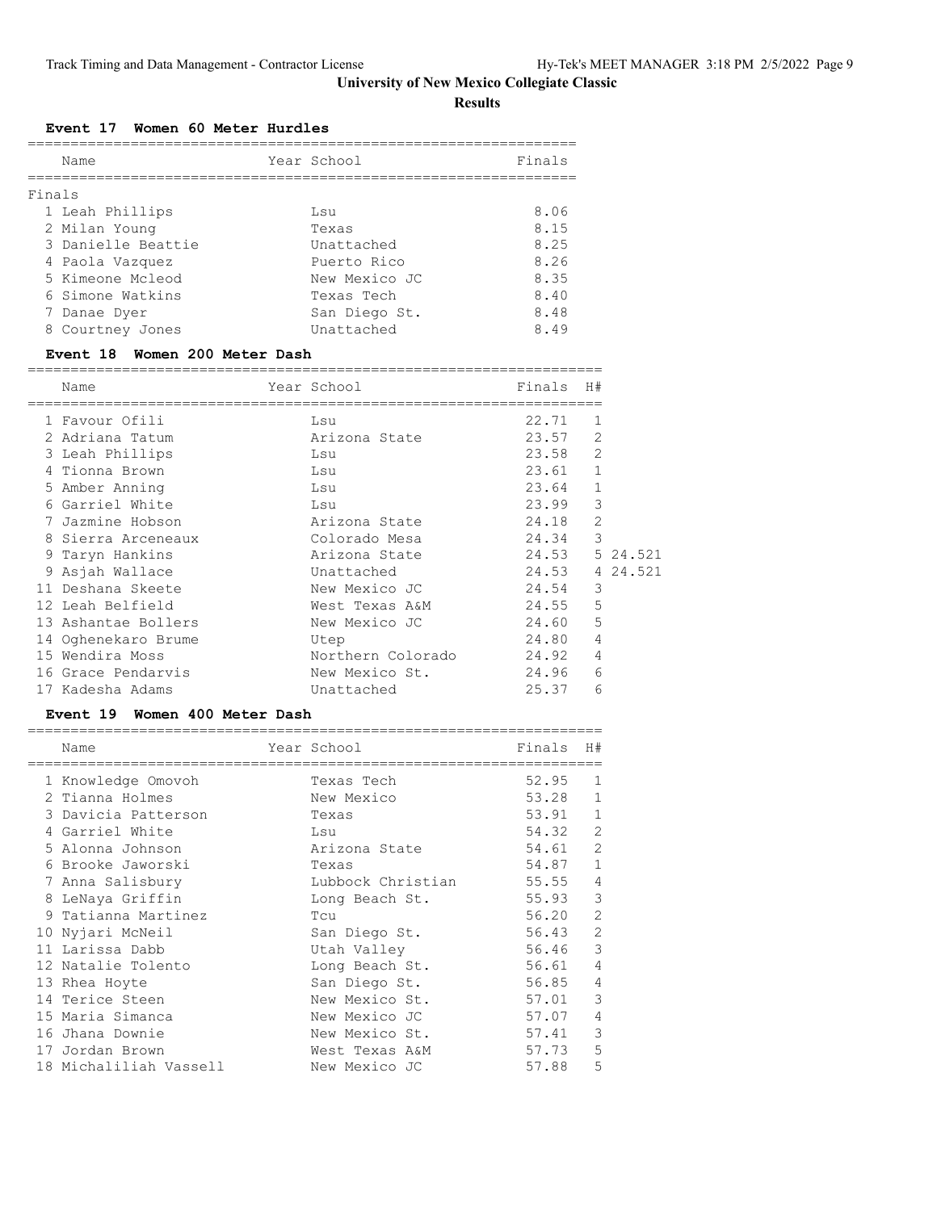## University of New Mexico Collegiate Classic

### Results

#### Event 17 Women 60 Meter Hurdles

Finals

| Name | Year | School | Finals |
|---|---|---|---|
| 1 Leah Phillips | | Lsu | 8.06 |
| 2 Milan Young | | Texas | 8.15 |
| 3 Danielle Beattie | | Unattached | 8.25 |
| 4 Paola Vazquez | | Puerto Rico | 8.26 |
| 5 Kimeone Mcleod | | New Mexico JC | 8.35 |
| 6 Simone Watkins | | Texas Tech | 8.40 |
| 7 Danae Dyer | | San Diego St. | 8.48 |
| 8 Courtney Jones | | Unattached | 8.49 |

#### Event 18 Women 200 Meter Dash

| Name | Year | School | Finals | H# | |
|---|---|---|---|---|---|
| 1 Favour Ofili | | Lsu | 22.71 | 1 | |
| 2 Adriana Tatum | | Arizona State | 23.57 | 2 | |
| 3 Leah Phillips | | Lsu | 23.58 | 2 | |
| 4 Tionna Brown | | Lsu | 23.61 | 1 | |
| 5 Amber Anning | | Lsu | 23.64 | 1 | |
| 6 Garriel White | | Lsu | 23.99 | 3 | |
| 7 Jazmine Hobson | | Arizona State | 24.18 | 2 | |
| 8 Sierra Arceneaux | | Colorado Mesa | 24.34 | 3 | |
| 9 Taryn Hankins | | Arizona State | 24.53 | 5 | 24.521 |
| 9 Asjah Wallace | | Unattached | 24.53 | 4 | 24.521 |
| 11 Deshana Skeete | | New Mexico JC | 24.54 | 3 | |
| 12 Leah Belfield | | West Texas A&M | 24.55 | 5 | |
| 13 Ashantae Bollers | | New Mexico JC | 24.60 | 5 | |
| 14 Oghenekaro Brume | | Utep | 24.80 | 4 | |
| 15 Wendira Moss | | Northern Colorado | 24.92 | 4 | |
| 16 Grace Pendarvis | | New Mexico St. | 24.96 | 6 | |
| 17 Kadesha Adams | | Unattached | 25.37 | 6 | |

#### Event 19 Women 400 Meter Dash

| Name | Year | School | Finals | H# |
|---|---|---|---|---|
| 1 Knowledge Omovoh | | Texas Tech | 52.95 | 1 |
| 2 Tianna Holmes | | New Mexico | 53.28 | 1 |
| 3 Davicia Patterson | | Texas | 53.91 | 1 |
| 4 Garriel White | | Lsu | 54.32 | 2 |
| 5 Alonna Johnson | | Arizona State | 54.61 | 2 |
| 6 Brooke Jaworski | | Texas | 54.87 | 1 |
| 7 Anna Salisbury | | Lubbock Christian | 55.55 | 4 |
| 8 LeNaya Griffin | | Long Beach St. | 55.93 | 3 |
| 9 Tatianna Martinez | | Tcu | 56.20 | 2 |
| 10 Nyjari McNeil | | San Diego St. | 56.43 | 2 |
| 11 Larissa Dabb | | Utah Valley | 56.46 | 3 |
| 12 Natalie Tolento | | Long Beach St. | 56.61 | 4 |
| 13 Rhea Hoyte | | San Diego St. | 56.85 | 4 |
| 14 Terice Steen | | New Mexico St. | 57.01 | 3 |
| 15 Maria Simanca | | New Mexico JC | 57.07 | 4 |
| 16 Jhana Downie | | New Mexico St. | 57.41 | 3 |
| 17 Jordan Brown | | West Texas A&M | 57.73 | 5 |
| 18 Michaliliah Vassell | | New Mexico JC | 57.88 | 5 |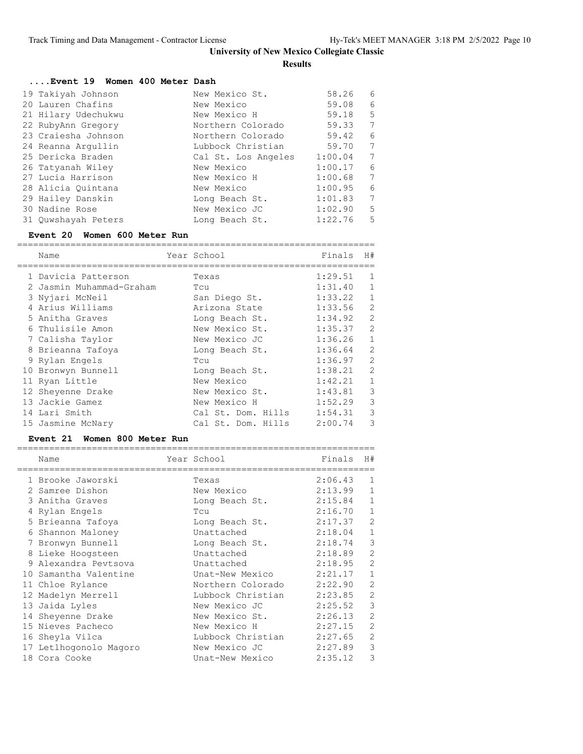## University of New Mexico Collegiate Classic

### Results

#### ....Event 19 Women 400 Meter Dash

| | Name | Year | School | Finals | H# |
|---|---|---|---|---|---|
| 19 | Takiyah Johnson | | New Mexico St. | 58.26 | 6 |
| 20 | Lauren Chafins | | New Mexico | 59.08 | 6 |
| 21 | Hilary Udechukwu | | New Mexico H | 59.18 | 5 |
| 22 | RubyAnn Gregory | | Northern Colorado | 59.33 | 7 |
| 23 | Craiesha Johnson | | Northern Colorado | 59.42 | 6 |
| 24 | Reanna Argullin | | Lubbock Christian | 59.70 | 7 |
| 25 | Dericka Braden | | Cal St. Los Angeles | 1:00.04 | 7 |
| 26 | Tatyanah Wiley | | New Mexico | 1:00.17 | 6 |
| 27 | Lucia Harrison | | New Mexico H | 1:00.68 | 7 |
| 28 | Alicia Quintana | | New Mexico | 1:00.95 | 6 |
| 29 | Hailey Danskin | | Long Beach St. | 1:01.83 | 7 |
| 30 | Nadine Rose | | New Mexico JC | 1:02.90 | 5 |
| 31 | Quwshayah Peters | | Long Beach St. | 1:22.76 | 5 |

#### Event 20 Women 600 Meter Run

| | Name | Year | School | Finals | H# |
|---|---|---|---|---|---|
| 1 | Davicia Patterson | | Texas | 1:29.51 | 1 |
| 2 | Jasmin Muhammad-Graham | | Tcu | 1:31.40 | 1 |
| 3 | Nyjari McNeil | | San Diego St. | 1:33.22 | 1 |
| 4 | Arius Williams | | Arizona State | 1:33.56 | 2 |
| 5 | Anitha Graves | | Long Beach St. | 1:34.92 | 2 |
| 6 | Thulisile Amon | | New Mexico St. | 1:35.37 | 2 |
| 7 | Calisha Taylor | | New Mexico JC | 1:36.26 | 1 |
| 8 | Brieanna Tafoya | | Long Beach St. | 1:36.64 | 2 |
| 9 | Rylan Engels | | Tcu | 1:36.97 | 2 |
| 10 | Bronwyn Bunnell | | Long Beach St. | 1:38.21 | 2 |
| 11 | Ryan Little | | New Mexico | 1:42.21 | 1 |
| 12 | Sheyenne Drake | | New Mexico St. | 1:43.81 | 3 |
| 13 | Jackie Gamez | | New Mexico H | 1:52.29 | 3 |
| 14 | Lari Smith | | Cal St. Dom. Hills | 1:54.31 | 3 |
| 15 | Jasmine McNary | | Cal St. Dom. Hills | 2:00.74 | 3 |

#### Event 21 Women 800 Meter Run

| | Name | Year | School | Finals | H# |
|---|---|---|---|---|---|
| 1 | Brooke Jaworski | | Texas | 2:06.43 | 1 |
| 2 | Samree Dishon | | New Mexico | 2:13.99 | 1 |
| 3 | Anitha Graves | | Long Beach St. | 2:15.84 | 1 |
| 4 | Rylan Engels | | Tcu | 2:16.70 | 1 |
| 5 | Brieanna Tafoya | | Long Beach St. | 2:17.37 | 2 |
| 6 | Shannon Maloney | | Unattached | 2:18.04 | 1 |
| 7 | Bronwyn Bunnell | | Long Beach St. | 2:18.74 | 3 |
| 8 | Lieke Hoogsteen | | Unattached | 2:18.89 | 2 |
| 9 | Alexandra Pevtsova | | Unattached | 2:18.95 | 2 |
| 10 | Samantha Valentine | | Unat-New Mexico | 2:21.17 | 1 |
| 11 | Chloe Rylance | | Northern Colorado | 2:22.90 | 2 |
| 12 | Madelyn Merrell | | Lubbock Christian | 2:23.85 | 2 |
| 13 | Jaida Lyles | | New Mexico JC | 2:25.52 | 3 |
| 14 | Sheyenne Drake | | New Mexico St. | 2:26.13 | 2 |
| 15 | Nieves Pacheco | | New Mexico H | 2:27.15 | 2 |
| 16 | Sheyla Vilca | | Lubbock Christian | 2:27.65 | 2 |
| 17 | Letlhogonolo Magoro | | New Mexico JC | 2:27.89 | 3 |
| 18 | Cora Cooke | | Unat-New Mexico | 2:35.12 | 3 |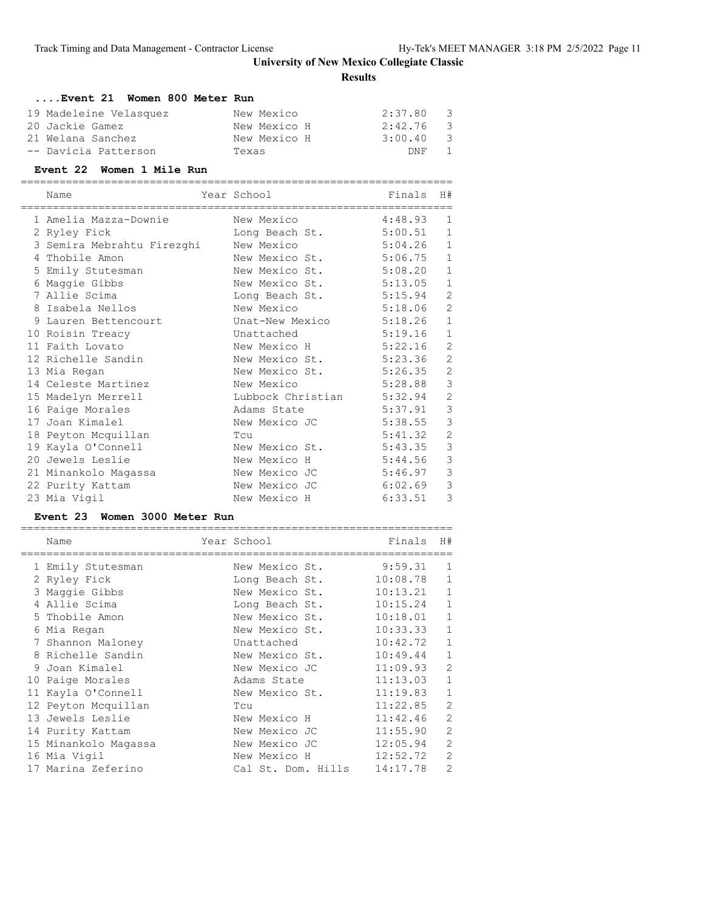## University of New Mexico Collegiate Classic

### Results

#### ....Event 21 Women 800 Meter Run

| | Name | Year | School | Finals | H# |
|---|---|---|---|---|---|
| 19 | Madeleine Velasquez | | New Mexico | 2:37.80 | 3 |
| 20 | Jackie Gamez | | New Mexico H | 2:42.76 | 3 |
| 21 | Welana Sanchez | | New Mexico H | 3:00.40 | 3 |
| -- | Davicia Patterson | | Texas | DNF | 1 |

#### Event 22 Women 1 Mile Run

| | Name | Year | School | Finals | H# |
|---|---|---|---|---|---|
| 1 | Amelia Mazza-Downie | | New Mexico | 4:48.93 | 1 |
| 2 | Ryley Fick | | Long Beach St. | 5:00.51 | 1 |
| 3 | Semira Mebrahtu Firezghi | | New Mexico | 5:04.26 | 1 |
| 4 | Thobile Amon | | New Mexico St. | 5:06.75 | 1 |
| 5 | Emily Stutesman | | New Mexico St. | 5:08.20 | 1 |
| 6 | Maggie Gibbs | | New Mexico St. | 5:13.05 | 1 |
| 7 | Allie Scima | | Long Beach St. | 5:15.94 | 2 |
| 8 | Isabela Nellos | | New Mexico | 5:18.06 | 2 |
| 9 | Lauren Bettencourt | | Unat-New Mexico | 5:18.26 | 1 |
| 10 | Roisin Treacy | | Unattached | 5:19.16 | 1 |
| 11 | Faith Lovato | | New Mexico H | 5:22.16 | 2 |
| 12 | Richelle Sandin | | New Mexico St. | 5:23.36 | 2 |
| 13 | Mia Regan | | New Mexico St. | 5:26.35 | 2 |
| 14 | Celeste Martinez | | New Mexico | 5:28.88 | 3 |
| 15 | Madelyn Merrell | | Lubbock Christian | 5:32.94 | 2 |
| 16 | Paige Morales | | Adams State | 5:37.91 | 3 |
| 17 | Joan Kimalel | | New Mexico JC | 5:38.55 | 3 |
| 18 | Peyton Mcquillan | | Tcu | 5:41.32 | 2 |
| 19 | Kayla O'Connell | | New Mexico St. | 5:43.35 | 3 |
| 20 | Jewels Leslie | | New Mexico H | 5:44.56 | 3 |
| 21 | Minankolo Magassa | | New Mexico JC | 5:46.97 | 3 |
| 22 | Purity Kattam | | New Mexico JC | 6:02.69 | 3 |
| 23 | Mia Vigil | | New Mexico H | 6:33.51 | 3 |

#### Event 23 Women 3000 Meter Run

| | Name | Year | School | Finals | H# |
|---|---|---|---|---|---|
| 1 | Emily Stutesman | | New Mexico St. | 9:59.31 | 1 |
| 2 | Ryley Fick | | Long Beach St. | 10:08.78 | 1 |
| 3 | Maggie Gibbs | | New Mexico St. | 10:13.21 | 1 |
| 4 | Allie Scima | | Long Beach St. | 10:15.24 | 1 |
| 5 | Thobile Amon | | New Mexico St. | 10:18.01 | 1 |
| 6 | Mia Regan | | New Mexico St. | 10:33.33 | 1 |
| 7 | Shannon Maloney | | Unattached | 10:42.72 | 1 |
| 8 | Richelle Sandin | | New Mexico St. | 10:49.44 | 1 |
| 9 | Joan Kimalel | | New Mexico JC | 11:09.93 | 2 |
| 10 | Paige Morales | | Adams State | 11:13.03 | 1 |
| 11 | Kayla O'Connell | | New Mexico St. | 11:19.83 | 1 |
| 12 | Peyton Mcquillan | | Tcu | 11:22.85 | 2 |
| 13 | Jewels Leslie | | New Mexico H | 11:42.46 | 2 |
| 14 | Purity Kattam | | New Mexico JC | 11:55.90 | 2 |
| 15 | Minankolo Magassa | | New Mexico JC | 12:05.94 | 2 |
| 16 | Mia Vigil | | New Mexico H | 12:52.72 | 2 |
| 17 | Marina Zeferino | | Cal St. Dom. Hills | 14:17.78 | 2 |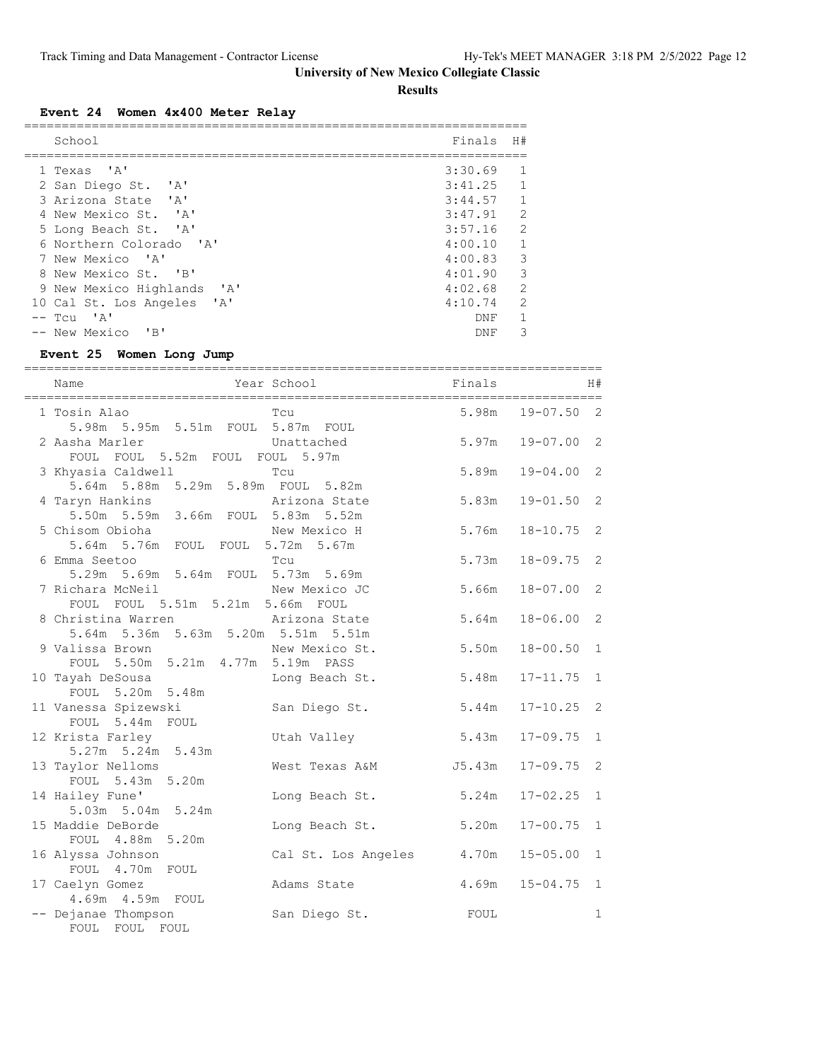## University of New Mexico Collegiate Classic

### Results

### Event 24 Women 4x400 Meter Relay

| | School | Finals | H# |
|---|---|---|---|
| 1 | Texas 'A' | 3:30.69 | 1 |
| 2 | San Diego St. 'A' | 3:41.25 | 1 |
| 3 | Arizona State 'A' | 3:44.57 | 1 |
| 4 | New Mexico St. 'A' | 3:47.91 | 2 |
| 5 | Long Beach St. 'A' | 3:57.16 | 2 |
| 6 | Northern Colorado 'A' | 4:00.10 | 1 |
| 7 | New Mexico 'A' | 4:00.83 | 3 |
| 8 | New Mexico St. 'B' | 4:01.90 | 3 |
| 9 | New Mexico Highlands 'A' | 4:02.68 | 2 |
| 10 | Cal St. Los Angeles 'A' | 4:10.74 | 2 |
| -- | Tcu 'A' | DNF | 1 |
| -- | New Mexico 'B' | DNF | 3 |

### Event 25 Women Long Jump

| | Name | Year | School | Finals | | H# |
|---|---|---|---|---|---|---|
| 1 | Tosin Alao | | Tcu | 5.98m | 19-07.50 | 2 |
| | 5.98m 5.95m 5.51m FOUL 5.87m FOUL | | | | | |
| 2 | Aasha Marler | | Unattached | 5.97m | 19-07.00 | 2 |
| | FOUL FOUL 5.52m FOUL FOUL 5.97m | | | | | |
| 3 | Khyasia Caldwell | | Tcu | 5.89m | 19-04.00 | 2 |
| | 5.64m 5.88m 5.29m 5.89m FOUL 5.82m | | | | | |
| 4 | Taryn Hankins | | Arizona State | 5.83m | 19-01.50 | 2 |
| | 5.50m 5.59m 3.66m FOUL 5.83m 5.52m | | | | | |
| 5 | Chisom Obioha | | New Mexico H | 5.76m | 18-10.75 | 2 |
| | 5.64m 5.76m FOUL FOUL 5.72m 5.67m | | | | | |
| 6 | Emma Seetoo | | Tcu | 5.73m | 18-09.75 | 2 |
| | 5.29m 5.69m 5.64m FOUL 5.73m 5.69m | | | | | |
| 7 | Richara McNeil | | New Mexico JC | 5.66m | 18-07.00 | 2 |
| | FOUL FOUL 5.51m 5.21m 5.66m FOUL | | | | | |
| 8 | Christina Warren | | Arizona State | 5.64m | 18-06.00 | 2 |
| | 5.64m 5.36m 5.63m 5.20m 5.51m 5.51m | | | | | |
| 9 | Valissa Brown | | New Mexico St. | 5.50m | 18-00.50 | 1 |
| | FOUL 5.50m 5.21m 4.77m 5.19m PASS | | | | | |
| 10 | Tayah DeSousa | | Long Beach St. | 5.48m | 17-11.75 | 1 |
| | FOUL 5.20m 5.48m | | | | | |
| 11 | Vanessa Spizewski | | San Diego St. | 5.44m | 17-10.25 | 2 |
| | FOUL 5.44m FOUL | | | | | |
| 12 | Krista Farley | | Utah Valley | 5.43m | 17-09.75 | 1 |
| | 5.27m 5.24m 5.43m | | | | | |
| 13 | Taylor Nelloms | | West Texas A&M | J5.43m | 17-09.75 | 2 |
| | FOUL 5.43m 5.20m | | | | | |
| 14 | Hailey Fune' | | Long Beach St. | 5.24m | 17-02.25 | 1 |
| | 5.03m 5.04m 5.24m | | | | | |
| 15 | Maddie DeBorde | | Long Beach St. | 5.20m | 17-00.75 | 1 |
| | FOUL 4.88m 5.20m | | | | | |
| 16 | Alyssa Johnson | | Cal St. Los Angeles | 4.70m | 15-05.00 | 1 |
| | FOUL 4.70m FOUL | | | | | |
| 17 | Caelyn Gomez | | Adams State | 4.69m | 15-04.75 | 1 |
| | 4.69m 4.59m FOUL | | | | | |
| -- | Dejanae Thompson | | San Diego St. | FOUL | | 1 |
| | FOUL FOUL FOUL | | | | | |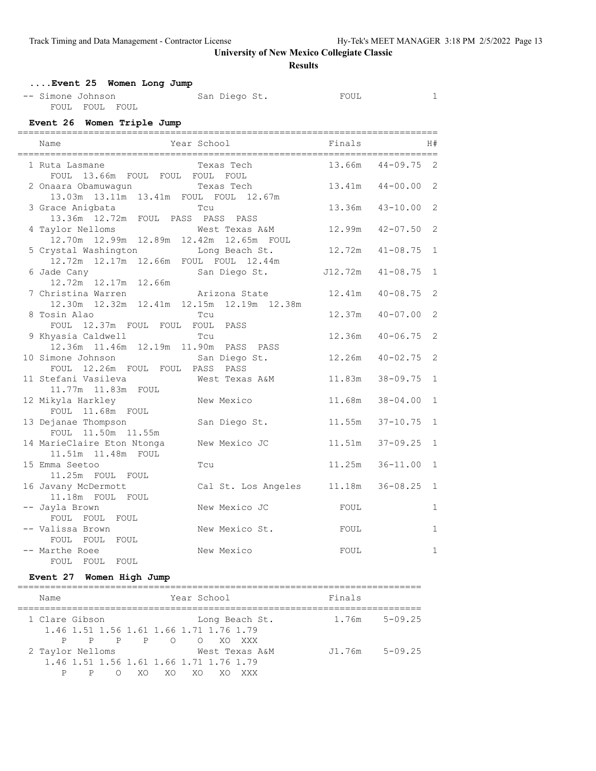## University of New Mexico Collegiate Classic

### Results

#### ....Event 25 Women Long Jump

| Place | Name | Year | School | Finals | | H# |
|---|---|---|---|---|---|---|
| -- | Simone Johnson | | San Diego St. | FOUL | | 1 |
| | FOUL FOUL FOUL | | | | | |

#### Event 26 Women Triple Jump

| Place | Name | Year | School | Finals | | H# |
|---|---|---|---|---|---|---|
| 1 | Ruta Lasmane | | Texas Tech | 13.66m | 44-09.75 | 2 |
| | FOUL 13.66m FOUL FOUL FOUL FOUL | | | | | |
| 2 | Onaara Obamuwagun | | Texas Tech | 13.41m | 44-00.00 | 2 |
| | 13.03m 13.11m 13.41m FOUL FOUL 12.67m | | | | | |
| 3 | Grace Anigbata | | Tcu | 13.36m | 43-10.00 | 2 |
| | 13.36m 12.72m FOUL PASS PASS PASS | | | | | |
| 4 | Taylor Nelloms | | West Texas A&M | 12.99m | 42-07.50 | 2 |
| | 12.70m 12.99m 12.89m 12.42m 12.65m FOUL | | | | | |
| 5 | Crystal Washington | | Long Beach St. | 12.72m | 41-08.75 | 1 |
| | 12.72m 12.17m 12.66m FOUL FOUL 12.44m | | | | | |
| 6 | Jade Cany | | San Diego St. | J12.72m | 41-08.75 | 1 |
| | 12.72m 12.17m 12.66m | | | | | |
| 7 | Christina Warren | | Arizona State | 12.41m | 40-08.75 | 2 |
| | 12.30m 12.32m 12.41m 12.15m 12.19m 12.38m | | | | | |
| 8 | Tosin Alao | | Tcu | 12.37m | 40-07.00 | 2 |
| | FOUL 12.37m FOUL FOUL FOUL PASS | | | | | |
| 9 | Khyasia Caldwell | | Tcu | 12.36m | 40-06.75 | 2 |
| | 12.36m 11.46m 12.19m 11.90m PASS PASS | | | | | |
| 10 | Simone Johnson | | San Diego St. | 12.26m | 40-02.75 | 2 |
| | FOUL 12.26m FOUL FOUL PASS PASS | | | | | |
| 11 | Stefani Vasileva | | West Texas A&M | 11.83m | 38-09.75 | 1 |
| | 11.77m 11.83m FOUL | | | | | |
| 12 | Mikyla Harkley | | New Mexico | 11.68m | 38-04.00 | 1 |
| | FOUL 11.68m FOUL | | | | | |
| 13 | Dejanae Thompson | | San Diego St. | 11.55m | 37-10.75 | 1 |
| | FOUL 11.50m 11.55m | | | | | |
| 14 | MarieClaire Eton Ntonga | | New Mexico JC | 11.51m | 37-09.25 | 1 |
| | 11.51m 11.48m FOUL | | | | | |
| 15 | Emma Seetoo | | Tcu | 11.25m | 36-11.00 | 1 |
| | 11.25m FOUL FOUL | | | | | |
| 16 | Javany McDermott | | Cal St. Los Angeles | 11.18m | 36-08.25 | 1 |
| | 11.18m FOUL FOUL | | | | | |
| -- | Jayla Brown | | New Mexico JC | FOUL | | 1 |
| | FOUL FOUL FOUL | | | | | |
| -- | Valissa Brown | | New Mexico St. | FOUL | | 1 |
| | FOUL FOUL FOUL | | | | | |
| -- | Marthe Roee | | New Mexico | FOUL | | 1 |
| | FOUL FOUL FOUL | | | | | |

#### Event 27 Women High Jump

| Place | Name | Year | School | Finals | |
|---|---|---|---|---|---|
| 1 | Clare Gibson | | Long Beach St. | 1.76m | 5-09.25 |
| | 1.46 1.51 1.56 1.61 1.66 1.71 1.76 1.79 | | | | |
| | P P P P O O XO XXX | | | | |
| 2 | Taylor Nelloms | | West Texas A&M | J1.76m | 5-09.25 |
| | 1.46 1.51 1.56 1.61 1.66 1.71 1.76 1.79 | | | | |
| | P P O XO XO XO XO XXX | | | | |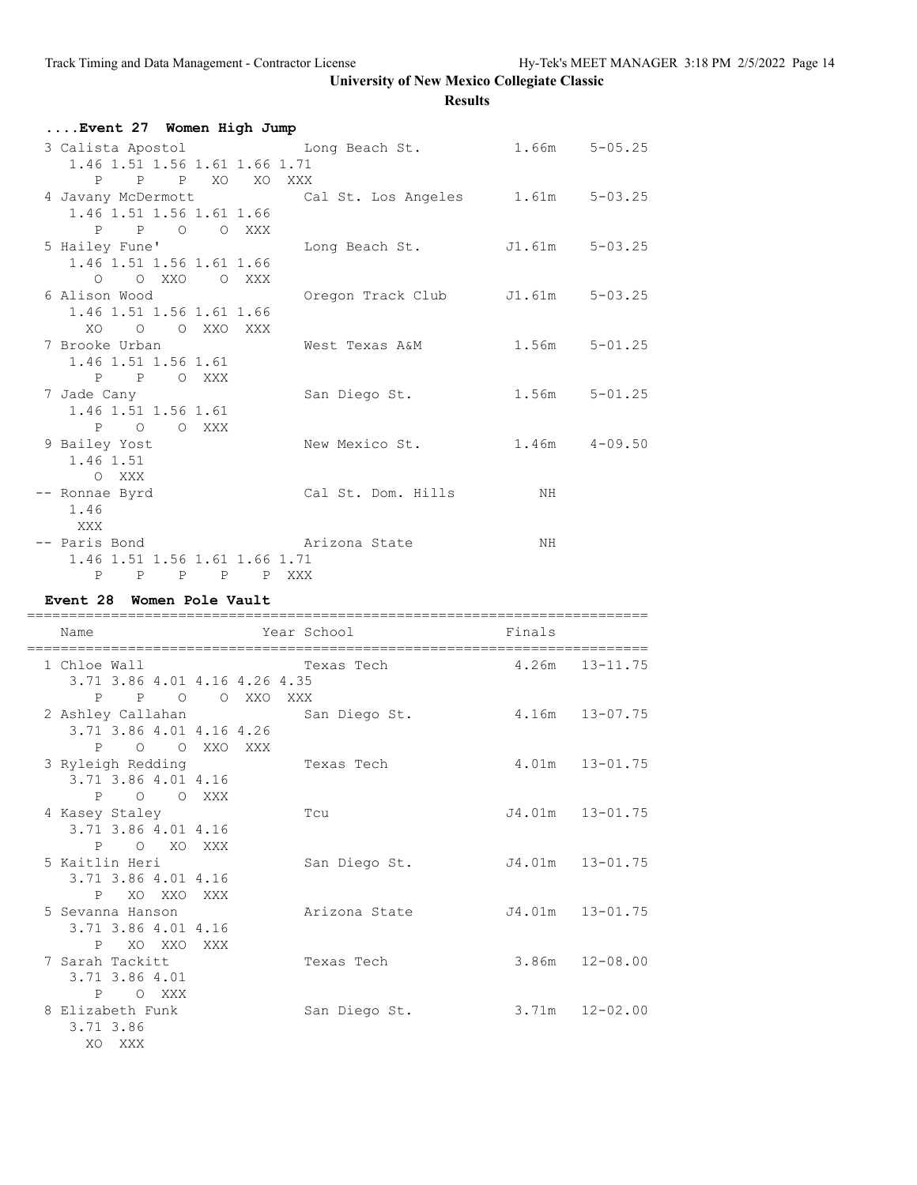## University of New Mexico Collegiate Classic

### Results

#### ....Event 27 Women High Jump

| Place | Name | School | Finals | |
|---|---|---|---|---|
| 3 | Calista Apostol | Long Beach St. | 1.66m | 5-05.25 |
| | 1.46 1.51 1.56 1.61 1.66 1.71 | | | |
| | P P P XO XO XXX | | | |
| 4 | Javany McDermott | Cal St. Los Angeles | 1.61m | 5-03.25 |
| | 1.46 1.51 1.56 1.61 1.66 | | | |
| | P P O O XXX | | | |
| 5 | Hailey Fune' | Long Beach St. | J1.61m | 5-03.25 |
| | 1.46 1.51 1.56 1.61 1.66 | | | |
| | O O XXO O XXX | | | |
| 6 | Alison Wood | Oregon Track Club | J1.61m | 5-03.25 |
| | 1.46 1.51 1.56 1.61 1.66 | | | |
| | XO O O XXO XXX | | | |
| 7 | Brooke Urban | West Texas A&M | 1.56m | 5-01.25 |
| | 1.46 1.51 1.56 1.61 | | | |
| | P P O XXX | | | |
| 7 | Jade Cany | San Diego St. | 1.56m | 5-01.25 |
| | 1.46 1.51 1.56 1.61 | | | |
| | P O O XXX | | | |
| 9 | Bailey Yost | New Mexico St. | 1.46m | 4-09.50 |
| | 1.46 1.51 | | | |
| | O XXX | | | |
| -- | Ronnae Byrd | Cal St. Dom. Hills | NH | |
| | 1.46 | | | |
| | XXX | | | |
| -- | Paris Bond | Arizona State | NH | |
| | 1.46 1.51 1.56 1.61 1.66 1.71 | | | |
| | P P P P P XXX | | | |

#### Event 28 Women Pole Vault

| Place | Name | Year School | Finals | |
|---|---|---|---|---|
| 1 | Chloe Wall | Texas Tech | 4.26m | 13-11.75 |
| | 3.71 3.86 4.01 4.16 4.26 4.35 | | | |
| | P P O O XXO XXX | | | |
| 2 | Ashley Callahan | San Diego St. | 4.16m | 13-07.75 |
| | 3.71 3.86 4.01 4.16 4.26 | | | |
| | P O O XXO XXX | | | |
| 3 | Ryleigh Redding | Texas Tech | 4.01m | 13-01.75 |
| | 3.71 3.86 4.01 4.16 | | | |
| | P O O XXX | | | |
| 4 | Kasey Staley | Tcu | J4.01m | 13-01.75 |
| | 3.71 3.86 4.01 4.16 | | | |
| | P O XO XXX | | | |
| 5 | Kaitlin Heri | San Diego St. | J4.01m | 13-01.75 |
| | 3.71 3.86 4.01 4.16 | | | |
| | P XO XXO XXX | | | |
| 5 | Sevanna Hanson | Arizona State | J4.01m | 13-01.75 |
| | 3.71 3.86 4.01 4.16 | | | |
| | P XO XXO XXX | | | |
| 7 | Sarah Tackitt | Texas Tech | 3.86m | 12-08.00 |
| | 3.71 3.86 4.01 | | | |
| | P O XXX | | | |
| 8 | Elizabeth Funk | San Diego St. | 3.71m | 12-02.00 |
| | 3.71 3.86 | | | |
| | XO XXX | | | |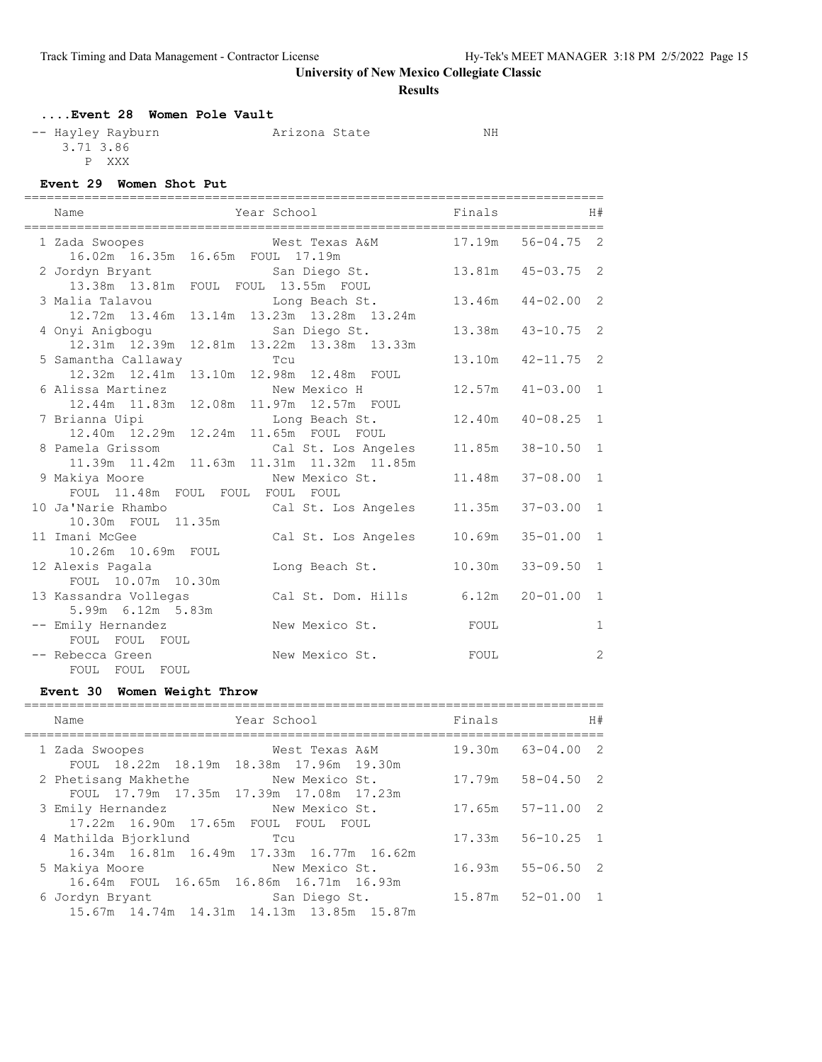**University of New Mexico Collegiate Classic**

**Results**

#### ....Event 28 Women Pole Vault

```
-- Hayley Rayburn              Arizona State              NH
   3.71 3.86
      P  XXX
```

#### Event 29 Women Shot Put

| Name | Year School | Finals | | H# |
|---|---|---|---|---|
| 1 Zada Swoopes | West Texas A&M | 17.19m | 56-04.75 | 2 |
| 16.02m 16.35m 16.65m FOUL 17.19m | | | | |
| 2 Jordyn Bryant | San Diego St. | 13.81m | 45-03.75 | 2 |
| 13.38m 13.81m FOUL FOUL 13.55m FOUL | | | | |
| 3 Malia Talavou | Long Beach St. | 13.46m | 44-02.00 | 2 |
| 12.72m 13.46m 13.14m 13.23m 13.28m 13.24m | | | | |
| 4 Onyi Anigbogu | San Diego St. | 13.38m | 43-10.75 | 2 |
| 12.31m 12.39m 12.81m 13.22m 13.38m 13.33m | | | | |
| 5 Samantha Callaway | Tcu | 13.10m | 42-11.75 | 2 |
| 12.32m 12.41m 13.10m 12.98m 12.48m FOUL | | | | |
| 6 Alissa Martinez | New Mexico H | 12.57m | 41-03.00 | 1 |
| 12.44m 11.83m 12.08m 11.97m 12.57m FOUL | | | | |
| 7 Brianna Uipi | Long Beach St. | 12.40m | 40-08.25 | 1 |
| 12.40m 12.29m 12.24m 11.65m FOUL FOUL | | | | |
| 8 Pamela Grissom | Cal St. Los Angeles | 11.85m | 38-10.50 | 1 |
| 11.39m 11.42m 11.63m 11.31m 11.32m 11.85m | | | | |
| 9 Makiya Moore | New Mexico St. | 11.48m | 37-08.00 | 1 |
| FOUL 11.48m FOUL FOUL FOUL FOUL | | | | |
| 10 Ja'Narie Rhambo | Cal St. Los Angeles | 11.35m | 37-03.00 | 1 |
| 10.30m FOUL 11.35m | | | | |
| 11 Imani McGee | Cal St. Los Angeles | 10.69m | 35-01.00 | 1 |
| 10.26m 10.69m FOUL | | | | |
| 12 Alexis Pagala | Long Beach St. | 10.30m | 33-09.50 | 1 |
| FOUL 10.07m 10.30m | | | | |
| 13 Kassandra Vollegas | Cal St. Dom. Hills | 6.12m | 20-01.00 | 1 |
| 5.99m 6.12m 5.83m | | | | |
| -- Emily Hernandez | New Mexico St. | FOUL | | 1 |
| FOUL FOUL FOUL | | | | |
| -- Rebecca Green | New Mexico St. | FOUL | | 2 |
| FOUL FOUL FOUL | | | | |

#### Event 30 Women Weight Throw

| Name | Year School | Finals | | H# |
|---|---|---|---|---|
| 1 Zada Swoopes | West Texas A&M | 19.30m | 63-04.00 | 2 |
| FOUL 18.22m 18.19m 18.38m 17.96m 19.30m | | | | |
| 2 Phetisang Makhethe | New Mexico St. | 17.79m | 58-04.50 | 2 |
| FOUL 17.79m 17.35m 17.39m 17.08m 17.23m | | | | |
| 3 Emily Hernandez | New Mexico St. | 17.65m | 57-11.00 | 2 |
| 17.22m 16.90m 17.65m FOUL FOUL FOUL | | | | |
| 4 Mathilda Bjorklund | Tcu | 17.33m | 56-10.25 | 1 |
| 16.34m 16.81m 16.49m 17.33m 16.77m 16.62m | | | | |
| 5 Makiya Moore | New Mexico St. | 16.93m | 55-06.50 | 2 |
| 16.64m FOUL 16.65m 16.86m 16.71m 16.93m | | | | |
| 6 Jordyn Bryant | San Diego St. | 15.87m | 52-01.00 | 1 |
| 15.67m 14.74m 14.31m 14.13m 13.85m 15.87m | | | | |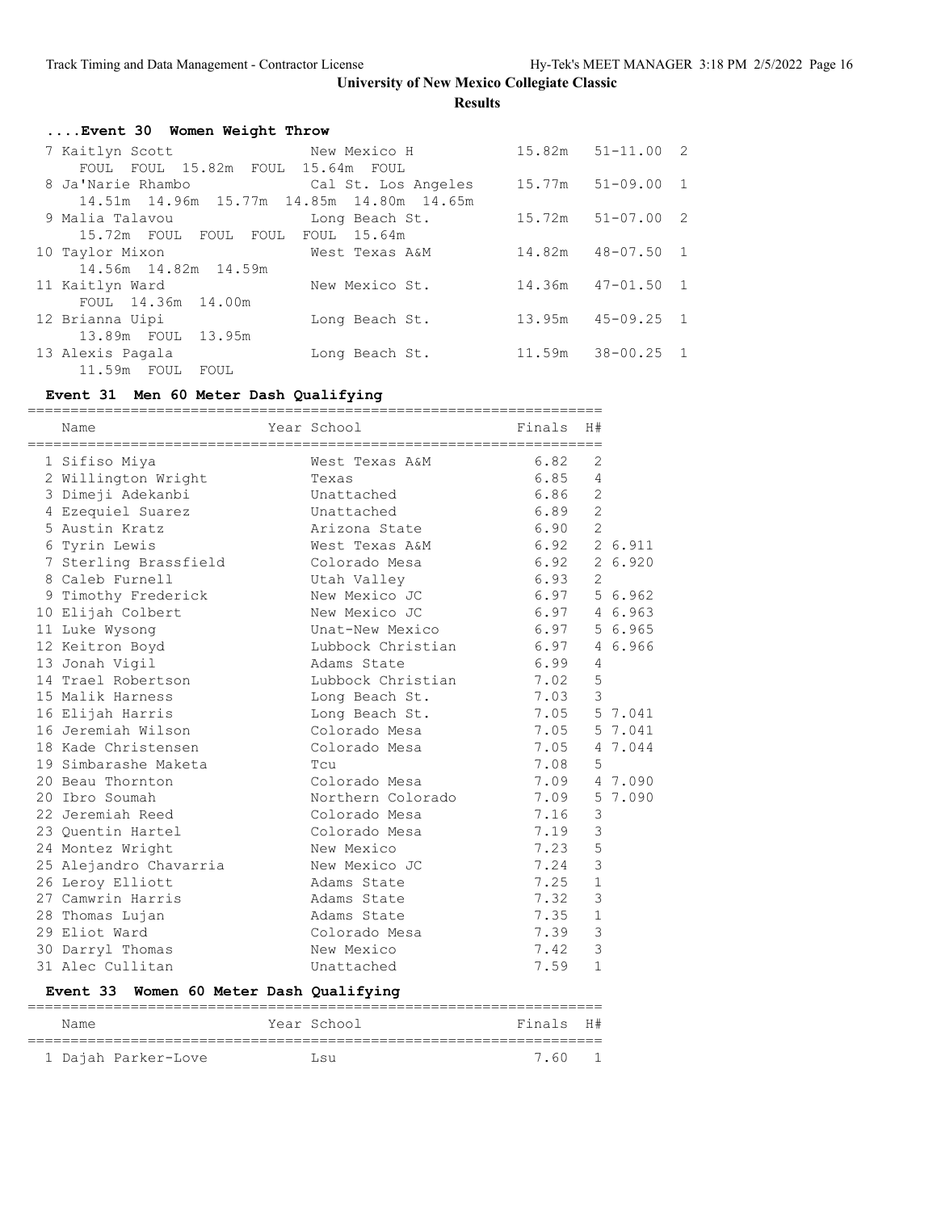# University of New Mexico Collegiate Classic

## Results

### ....Event 30 Women Weight Throw

| | | | | | |
|---|---|---|---|---|---|
| 7 | Kaitlyn Scott | New Mexico H | 15.82m | 51-11.00 | 2 |
| | FOUL FOUL 15.82m FOUL 15.64m FOUL | | | | |
| 8 | Ja'Narie Rhambo | Cal St. Los Angeles | 15.77m | 51-09.00 | 1 |
| | 14.51m 14.96m 15.77m 14.85m 14.80m 14.65m | | | | |
| 9 | Malia Talavou | Long Beach St. | 15.72m | 51-07.00 | 2 |
| | 15.72m FOUL FOUL FOUL FOUL 15.64m | | | | |
| 10 | Taylor Mixon | West Texas A&M | 14.82m | 48-07.50 | 1 |
| | 14.56m 14.82m 14.59m | | | | |
| 11 | Kaitlyn Ward | New Mexico St. | 14.36m | 47-01.50 | 1 |
| | FOUL 14.36m 14.00m | | | | |
| 12 | Brianna Uipi | Long Beach St. | 13.95m | 45-09.25 | 1 |
| | 13.89m FOUL 13.95m | | | | |
| 13 | Alexis Pagala | Long Beach St. | 11.59m | 38-00.25 | 1 |
| | 11.59m FOUL FOUL | | | | |

### Event 31 Men 60 Meter Dash Qualifying

| | Name | Year | School | Finals | H# | |
|---|---|---|---|---|---|---|
| 1 | Sifiso Miya | | West Texas A&M | 6.82 | 2 | |
| 2 | Willington Wright | | Texas | 6.85 | 4 | |
| 3 | Dimeji Adekanbi | | Unattached | 6.86 | 2 | |
| 4 | Ezequiel Suarez | | Unattached | 6.89 | 2 | |
| 5 | Austin Kratz | | Arizona State | 6.90 | 2 | |
| 6 | Tyrin Lewis | | West Texas A&M | 6.92 | 2 | 6.911 |
| 7 | Sterling Brassfield | | Colorado Mesa | 6.92 | 2 | 6.920 |
| 8 | Caleb Furnell | | Utah Valley | 6.93 | 2 | |
| 9 | Timothy Frederick | | New Mexico JC | 6.97 | 5 | 6.962 |
| 10 | Elijah Colbert | | New Mexico JC | 6.97 | 4 | 6.963 |
| 11 | Luke Wysong | | Unat-New Mexico | 6.97 | 5 | 6.965 |
| 12 | Keitron Boyd | | Lubbock Christian | 6.97 | 4 | 6.966 |
| 13 | Jonah Vigil | | Adams State | 6.99 | 4 | |
| 14 | Trael Robertson | | Lubbock Christian | 7.02 | 5 | |
| 15 | Malik Harness | | Long Beach St. | 7.03 | 3 | |
| 16 | Elijah Harris | | Long Beach St. | 7.05 | 5 | 7.041 |
| 16 | Jeremiah Wilson | | Colorado Mesa | 7.05 | 5 | 7.041 |
| 18 | Kade Christensen | | Colorado Mesa | 7.05 | 4 | 7.044 |
| 19 | Simbarashe Maketa | | Tcu | 7.08 | 5 | |
| 20 | Beau Thornton | | Colorado Mesa | 7.09 | 4 | 7.090 |
| 20 | Ibro Soumah | | Northern Colorado | 7.09 | 5 | 7.090 |
| 22 | Jeremiah Reed | | Colorado Mesa | 7.16 | 3 | |
| 23 | Quentin Hartel | | Colorado Mesa | 7.19 | 3 | |
| 24 | Montez Wright | | New Mexico | 7.23 | 5 | |
| 25 | Alejandro Chavarria | | New Mexico JC | 7.24 | 3 | |
| 26 | Leroy Elliott | | Adams State | 7.25 | 1 | |
| 27 | Camwrin Harris | | Adams State | 7.32 | 3 | |
| 28 | Thomas Lujan | | Adams State | 7.35 | 1 | |
| 29 | Eliot Ward | | Colorado Mesa | 7.39 | 3 | |
| 30 | Darryl Thomas | | New Mexico | 7.42 | 3 | |
| 31 | Alec Cullitan | | Unattached | 7.59 | 1 | |

### Event 33 Women 60 Meter Dash Qualifying

| | Name | Year | School | Finals | H# |
|---|---|---|---|---|---|
| 1 | Dajah Parker-Love | | Lsu | 7.60 | 1 |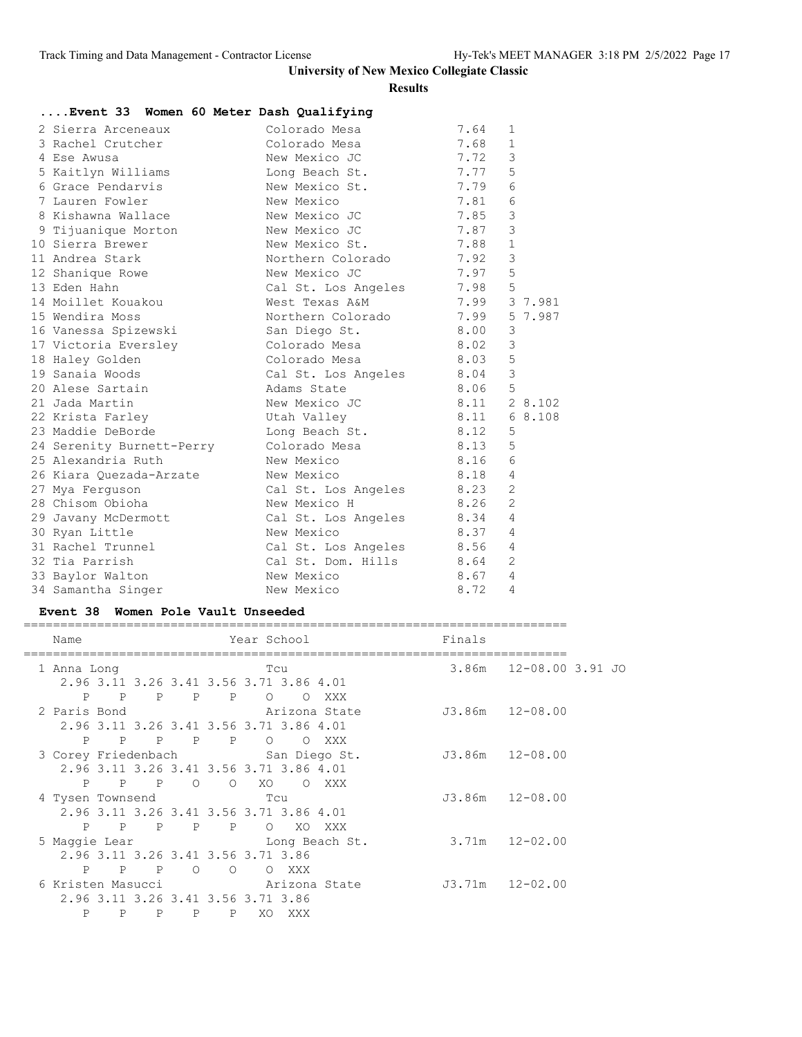University of New Mexico Collegiate Classic

**Results**

### ....Event 33 Women 60 Meter Dash Qualifying

| | | | | | |
|---|---|---|---|---|---|
| 2 | Sierra Arceneaux | Colorado Mesa | 7.64 | 1 | |
| 3 | Rachel Crutcher | Colorado Mesa | 7.68 | 1 | |
| 4 | Ese Awusa | New Mexico JC | 7.72 | 3 | |
| 5 | Kaitlyn Williams | Long Beach St. | 7.77 | 5 | |
| 6 | Grace Pendarvis | New Mexico St. | 7.79 | 6 | |
| 7 | Lauren Fowler | New Mexico | 7.81 | 6 | |
| 8 | Kishawna Wallace | New Mexico JC | 7.85 | 3 | |
| 9 | Tijuanique Morton | New Mexico JC | 7.87 | 3 | |
| 10 | Sierra Brewer | New Mexico St. | 7.88 | 1 | |
| 11 | Andrea Stark | Northern Colorado | 7.92 | 3 | |
| 12 | Shanique Rowe | New Mexico JC | 7.97 | 5 | |
| 13 | Eden Hahn | Cal St. Los Angeles | 7.98 | 5 | |
| 14 | Moillet Kouakou | West Texas A&M | 7.99 | 3 | 7.981 |
| 15 | Wendira Moss | Northern Colorado | 7.99 | 5 | 7.987 |
| 16 | Vanessa Spizewski | San Diego St. | 8.00 | 3 | |
| 17 | Victoria Eversley | Colorado Mesa | 8.02 | 3 | |
| 18 | Haley Golden | Colorado Mesa | 8.03 | 5 | |
| 19 | Sanaia Woods | Cal St. Los Angeles | 8.04 | 3 | |
| 20 | Alese Sartain | Adams State | 8.06 | 5 | |
| 21 | Jada Martin | New Mexico JC | 8.11 | 2 | 8.102 |
| 22 | Krista Farley | Utah Valley | 8.11 | 6 | 8.108 |
| 23 | Maddie DeBorde | Long Beach St. | 8.12 | 5 | |
| 24 | Serenity Burnett-Perry | Colorado Mesa | 8.13 | 5 | |
| 25 | Alexandria Ruth | New Mexico | 8.16 | 6 | |
| 26 | Kiara Quezada-Arzate | New Mexico | 8.18 | 4 | |
| 27 | Mya Ferguson | Cal St. Los Angeles | 8.23 | 2 | |
| 28 | Chisom Obioha | New Mexico H | 8.26 | 2 | |
| 29 | Javany McDermott | Cal St. Los Angeles | 8.34 | 4 | |
| 30 | Ryan Little | New Mexico | 8.37 | 4 | |
| 31 | Rachel Trunnel | Cal St. Los Angeles | 8.56 | 4 | |
| 32 | Tia Parrish | Cal St. Dom. Hills | 8.64 | 2 | |
| 33 | Baylor Walton | New Mexico | 8.67 | 4 | |
| 34 | Samantha Singer | New Mexico | 8.72 | 4 | |

### Event 38 Women Pole Vault Unseeded

```
=========================================================================
    Name                    Year School                 Finals
=========================================================================
  1 Anna Long                    Tcu                       3.86m   12-08.00 3.91 JO
     2.96 3.11 3.26 3.41 3.56 3.71 3.86 4.01
        P    P    P    P    P    O    O  XXX
  2 Paris Bond                   Arizona State            J3.86m   12-08.00
     2.96 3.11 3.26 3.41 3.56 3.71 3.86 4.01
        P    P    P    P    P    O    O  XXX
  3 Corey Friedenbach            San Diego St.            J3.86m   12-08.00
     2.96 3.11 3.26 3.41 3.56 3.71 3.86 4.01
        P    P    P    O    O   XO    O  XXX
  4 Tysen Townsend               Tcu                      J3.86m   12-08.00
     2.96 3.11 3.26 3.41 3.56 3.71 3.86 4.01
        P    P    P    P    P    O   XO  XXX
  5 Maggie Lear                  Long Beach St.            3.71m   12-02.00
     2.96 3.11 3.26 3.41 3.56 3.71 3.86
        P    P    P    O    O    O  XXX
  6 Kristen Masucci              Arizona State            J3.71m   12-02.00
     2.96 3.11 3.26 3.41 3.56 3.71 3.86
        P    P    P    P    P   XO  XXX
```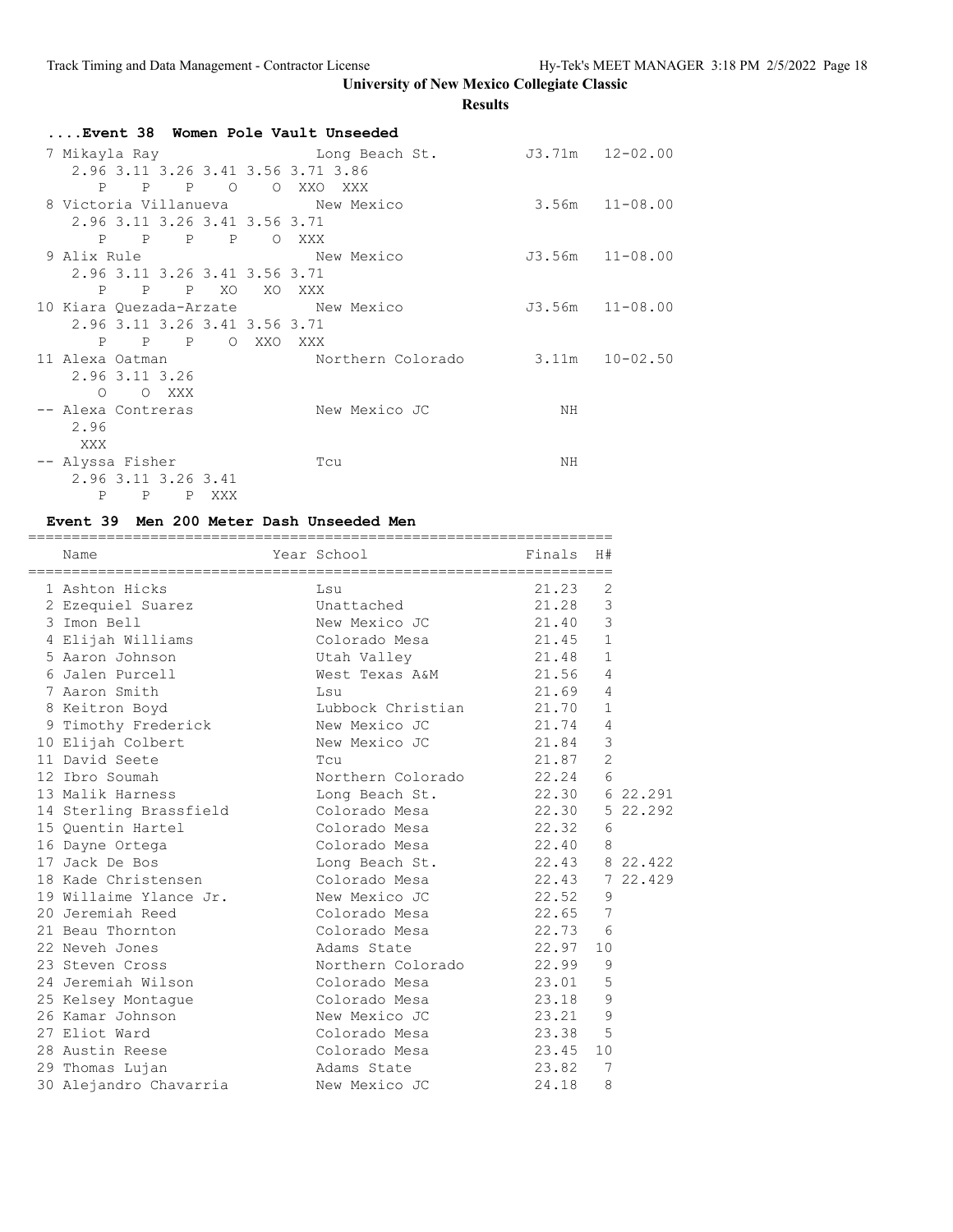## University of New Mexico Collegiate Classic

### Results

#### ....Event 38 Women Pole Vault Unseeded

```
  7 Mikayla Ray                  Long Beach St.          J3.71m   12-02.00
     2.96 3.11 3.26 3.41 3.56 3.71 3.86
        P    P    P    O    O  XXO  XXX
  8 Victoria Villanueva          New Mexico               3.56m   11-08.00
     2.96 3.11 3.26 3.41 3.56 3.71
        P    P    P    P    O  XXX
  9 Alix Rule                    New Mexico              J3.56m   11-08.00
     2.96 3.11 3.26 3.41 3.56 3.71
        P    P    P   XO   XO  XXX
 10 Kiara Quezada-Arzate         New Mexico              J3.56m   11-08.00
     2.96 3.11 3.26 3.41 3.56 3.71
        P    P    P    O  XXO  XXX
 11 Alexa Oatman                 Northern Colorado        3.11m   10-02.50
     2.96 3.11 3.26
        O    O  XXX
 -- Alexa Contreras              New Mexico JC               NH
     2.96
      XXX
 -- Alyssa Fisher                Tcu                         NH
     2.96 3.11 3.26 3.41
        P    P    P  XXX
```

#### Event 39 Men 200 Meter Dash Unseeded Men

| Name | Year School | Finals | H# | |
|---|---|---|---|---|
| 1 Ashton Hicks | Lsu | 21.23 | 2 | |
| 2 Ezequiel Suarez | Unattached | 21.28 | 3 | |
| 3 Imon Bell | New Mexico JC | 21.40 | 3 | |
| 4 Elijah Williams | Colorado Mesa | 21.45 | 1 | |
| 5 Aaron Johnson | Utah Valley | 21.48 | 1 | |
| 6 Jalen Purcell | West Texas A&M | 21.56 | 4 | |
| 7 Aaron Smith | Lsu | 21.69 | 4 | |
| 8 Keitron Boyd | Lubbock Christian | 21.70 | 1 | |
| 9 Timothy Frederick | New Mexico JC | 21.74 | 4 | |
| 10 Elijah Colbert | New Mexico JC | 21.84 | 3 | |
| 11 David Seete | Tcu | 21.87 | 2 | |
| 12 Ibro Soumah | Northern Colorado | 22.24 | 6 | |
| 13 Malik Harness | Long Beach St. | 22.30 | 6 | 22.291 |
| 14 Sterling Brassfield | Colorado Mesa | 22.30 | 5 | 22.292 |
| 15 Quentin Hartel | Colorado Mesa | 22.32 | 6 | |
| 16 Dayne Ortega | Colorado Mesa | 22.40 | 8 | |
| 17 Jack De Bos | Long Beach St. | 22.43 | 8 | 22.422 |
| 18 Kade Christensen | Colorado Mesa | 22.43 | 7 | 22.429 |
| 19 Willaime Ylance Jr. | New Mexico JC | 22.52 | 9 | |
| 20 Jeremiah Reed | Colorado Mesa | 22.65 | 7 | |
| 21 Beau Thornton | Colorado Mesa | 22.73 | 6 | |
| 22 Neveh Jones | Adams State | 22.97 | 10 | |
| 23 Steven Cross | Northern Colorado | 22.99 | 9 | |
| 24 Jeremiah Wilson | Colorado Mesa | 23.01 | 5 | |
| 25 Kelsey Montague | Colorado Mesa | 23.18 | 9 | |
| 26 Kamar Johnson | New Mexico JC | 23.21 | 9 | |
| 27 Eliot Ward | Colorado Mesa | 23.38 | 5 | |
| 28 Austin Reese | Colorado Mesa | 23.45 | 10 | |
| 29 Thomas Lujan | Adams State | 23.82 | 7 | |
| 30 Alejandro Chavarria | New Mexico JC | 24.18 | 8 | |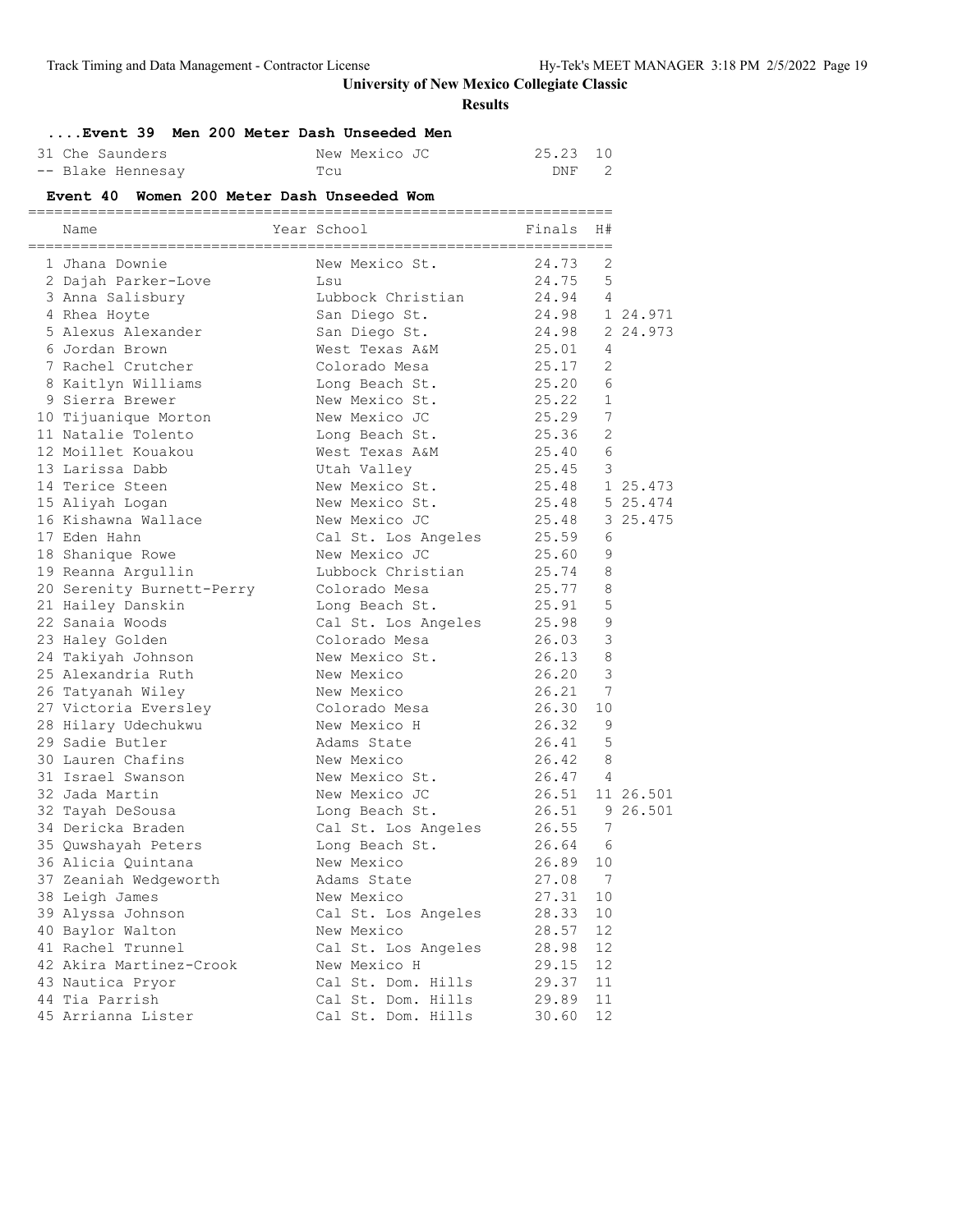## University of New Mexico Collegiate Classic

### Results

#### ....Event 39 Men 200 Meter Dash Unseeded Men

| | | | | | |
|---|---|---|---|---|---|
| 31 | Che Saunders | New Mexico JC | 25.23 | 10 | |
| -- | Blake Hennesay | Tcu | DNF | 2 | |

#### Event 40 Women 200 Meter Dash Unseeded Wom

| | Name | Year School | Finals | H# | |
|---|---|---|---|---|---|
| 1 | Jhana Downie | New Mexico St. | 24.73 | 2 | |
| 2 | Dajah Parker-Love | Lsu | 24.75 | 5 | |
| 3 | Anna Salisbury | Lubbock Christian | 24.94 | 4 | |
| 4 | Rhea Hoyte | San Diego St. | 24.98 | 1 | 24.971 |
| 5 | Alexus Alexander | San Diego St. | 24.98 | 2 | 24.973 |
| 6 | Jordan Brown | West Texas A&M | 25.01 | 4 | |
| 7 | Rachel Crutcher | Colorado Mesa | 25.17 | 2 | |
| 8 | Kaitlyn Williams | Long Beach St. | 25.20 | 6 | |
| 9 | Sierra Brewer | New Mexico St. | 25.22 | 1 | |
| 10 | Tijuanique Morton | New Mexico JC | 25.29 | 7 | |
| 11 | Natalie Tolento | Long Beach St. | 25.36 | 2 | |
| 12 | Moillet Kouakou | West Texas A&M | 25.40 | 6 | |
| 13 | Larissa Dabb | Utah Valley | 25.45 | 3 | |
| 14 | Terice Steen | New Mexico St. | 25.48 | 1 | 25.473 |
| 15 | Aliyah Logan | New Mexico St. | 25.48 | 5 | 25.474 |
| 16 | Kishawna Wallace | New Mexico JC | 25.48 | 3 | 25.475 |
| 17 | Eden Hahn | Cal St. Los Angeles | 25.59 | 6 | |
| 18 | Shanique Rowe | New Mexico JC | 25.60 | 9 | |
| 19 | Reanna Argullin | Lubbock Christian | 25.74 | 8 | |
| 20 | Serenity Burnett-Perry | Colorado Mesa | 25.77 | 8 | |
| 21 | Hailey Danskin | Long Beach St. | 25.91 | 5 | |
| 22 | Sanaia Woods | Cal St. Los Angeles | 25.98 | 9 | |
| 23 | Haley Golden | Colorado Mesa | 26.03 | 3 | |
| 24 | Takiyah Johnson | New Mexico St. | 26.13 | 8 | |
| 25 | Alexandria Ruth | New Mexico | 26.20 | 3 | |
| 26 | Tatyanah Wiley | New Mexico | 26.21 | 7 | |
| 27 | Victoria Eversley | Colorado Mesa | 26.30 | 10 | |
| 28 | Hilary Udechukwu | New Mexico H | 26.32 | 9 | |
| 29 | Sadie Butler | Adams State | 26.41 | 5 | |
| 30 | Lauren Chafins | New Mexico | 26.42 | 8 | |
| 31 | Israel Swanson | New Mexico St. | 26.47 | 4 | |
| 32 | Jada Martin | New Mexico JC | 26.51 | 11 | 26.501 |
| 32 | Tayah DeSousa | Long Beach St. | 26.51 | 9 | 26.501 |
| 34 | Dericka Braden | Cal St. Los Angeles | 26.55 | 7 | |
| 35 | Quwshayah Peters | Long Beach St. | 26.64 | 6 | |
| 36 | Alicia Quintana | New Mexico | 26.89 | 10 | |
| 37 | Zeaniah Wedgeworth | Adams State | 27.08 | 7 | |
| 38 | Leigh James | New Mexico | 27.31 | 10 | |
| 39 | Alyssa Johnson | Cal St. Los Angeles | 28.33 | 10 | |
| 40 | Baylor Walton | New Mexico | 28.57 | 12 | |
| 41 | Rachel Trunnel | Cal St. Los Angeles | 28.98 | 12 | |
| 42 | Akira Martinez-Crook | New Mexico H | 29.15 | 12 | |
| 43 | Nautica Pryor | Cal St. Dom. Hills | 29.37 | 11 | |
| 44 | Tia Parrish | Cal St. Dom. Hills | 29.89 | 11 | |
| 45 | Arrianna Lister | Cal St. Dom. Hills | 30.60 | 12 | |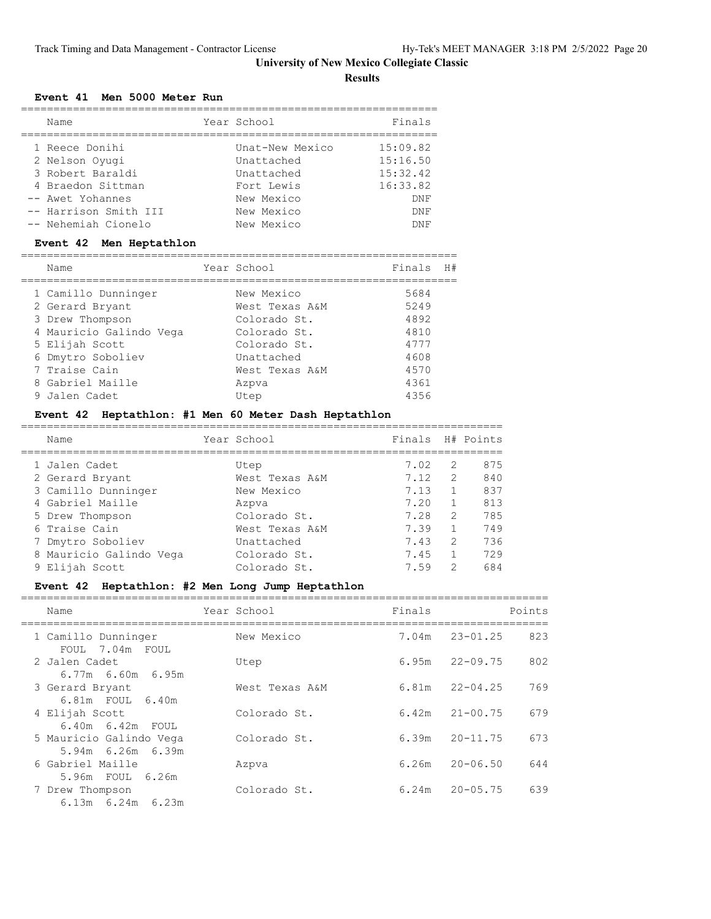## University of New Mexico Collegiate Classic

### Results

#### Event 41 Men 5000 Meter Run

| Name | Year School | Finals |
|---|---|---|
| 1 Reece Donihi | Unat-New Mexico | 15:09.82 |
| 2 Nelson Oyugi | Unattached | 15:16.50 |
| 3 Robert Baraldi | Unattached | 15:32.42 |
| 4 Braedon Sittman | Fort Lewis | 16:33.82 |
| -- Awet Yohannes | New Mexico | DNF |
| -- Harrison Smith III | New Mexico | DNF |
| -- Nehemiah Cionelo | New Mexico | DNF |

#### Event 42 Men Heptathlon

| Name | Year School | Finals | H# |
|---|---|---|---|
| 1 Camillo Dunninger | New Mexico | 5684 | |
| 2 Gerard Bryant | West Texas A&M | 5249 | |
| 3 Drew Thompson | Colorado St. | 4892 | |
| 4 Mauricio Galindo Vega | Colorado St. | 4810 | |
| 5 Elijah Scott | Colorado St. | 4777 | |
| 6 Dmytro Soboliev | Unattached | 4608 | |
| 7 Traise Cain | West Texas A&M | 4570 | |
| 8 Gabriel Maille | Azpva | 4361 | |
| 9 Jalen Cadet | Utep | 4356 | |

#### Event 42 Heptathlon: #1 Men 60 Meter Dash Heptathlon

| Name | Year School | Finals | H# | Points |
|---|---|---|---|---|
| 1 Jalen Cadet | Utep | 7.02 | 2 | 875 |
| 2 Gerard Bryant | West Texas A&M | 7.12 | 2 | 840 |
| 3 Camillo Dunninger | New Mexico | 7.13 | 1 | 837 |
| 4 Gabriel Maille | Azpva | 7.20 | 1 | 813 |
| 5 Drew Thompson | Colorado St. | 7.28 | 2 | 785 |
| 6 Traise Cain | West Texas A&M | 7.39 | 1 | 749 |
| 7 Dmytro Soboliev | Unattached | 7.43 | 2 | 736 |
| 8 Mauricio Galindo Vega | Colorado St. | 7.45 | 1 | 729 |
| 9 Elijah Scott | Colorado St. | 7.59 | 2 | 684 |

#### Event 42 Heptathlon: #2 Men Long Jump Heptathlon

| Name | Year School | Finals | | Points |
|---|---|---|---|---|
| 1 Camillo Dunninger | New Mexico | 7.04m | 23-01.25 | 823 |
| FOUL 7.04m FOUL | | | | |
| 2 Jalen Cadet | Utep | 6.95m | 22-09.75 | 802 |
| 6.77m 6.60m 6.95m | | | | |
| 3 Gerard Bryant | West Texas A&M | 6.81m | 22-04.25 | 769 |
| 6.81m FOUL 6.40m | | | | |
| 4 Elijah Scott | Colorado St. | 6.42m | 21-00.75 | 679 |
| 6.40m 6.42m FOUL | | | | |
| 5 Mauricio Galindo Vega | Colorado St. | 6.39m | 20-11.75 | 673 |
| 5.94m 6.26m 6.39m | | | | |
| 6 Gabriel Maille | Azpva | 6.26m | 20-06.50 | 644 |
| 5.96m FOUL 6.26m | | | | |
| 7 Drew Thompson | Colorado St. | 6.24m | 20-05.75 | 639 |
| 6.13m 6.24m 6.23m | | | | |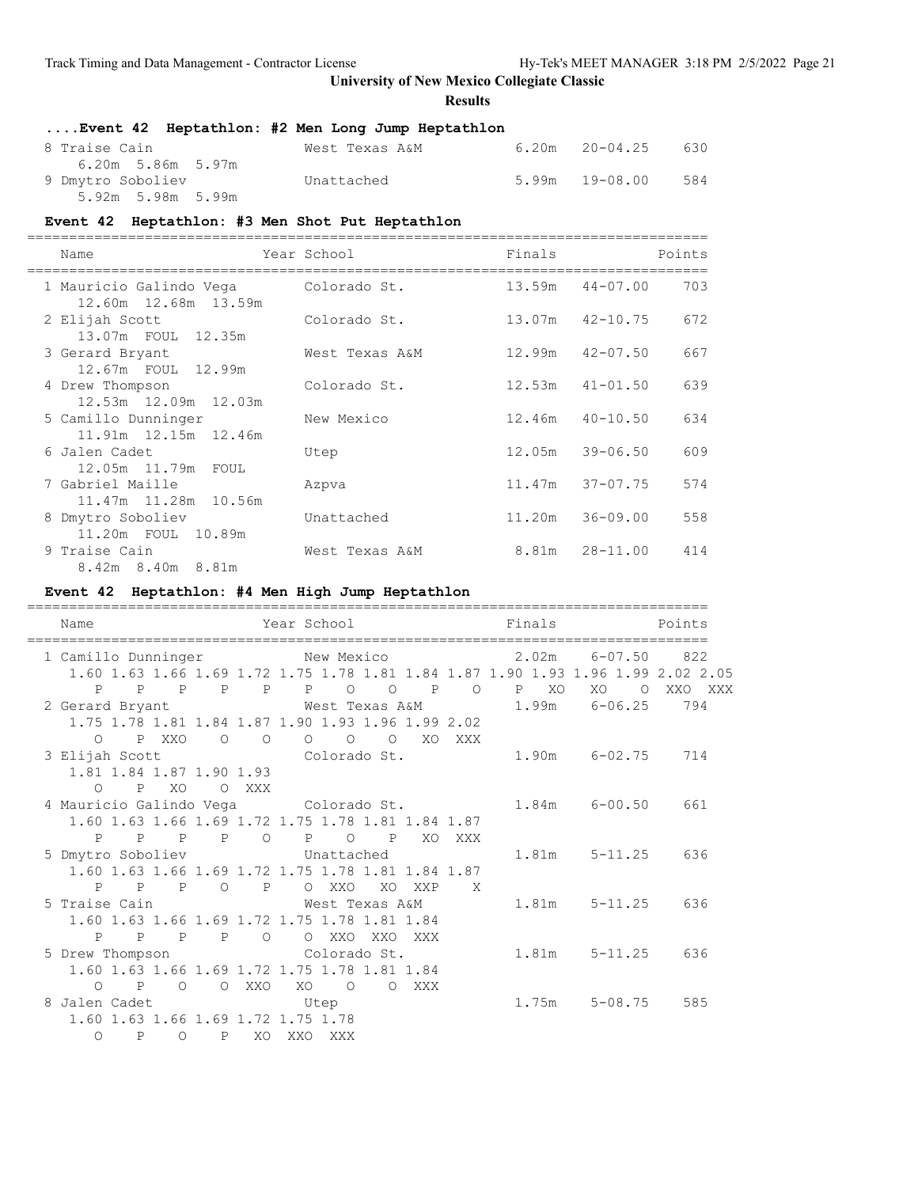## ....Event 42 Heptathlon: #2 Men Long Jump Heptathlon

| Name | School | Finals | | Points |
|---|---|---|---|---|
| 8 Traise Cain | West Texas A&M | 6.20m | 20-04.25 | 630 |
| 6.20m 5.86m 5.97m | | | | |
| 9 Dmytro Soboliev | Unattached | 5.99m | 19-08.00 | 584 |
| 5.92m 5.98m 5.99m | | | | |

## Event 42 Heptathlon: #3 Men Shot Put Heptathlon

| Name | Year School | Finals | | Points |
|---|---|---|---|---|
| 1 Mauricio Galindo Vega | Colorado St. | 13.59m | 44-07.00 | 703 |
| 12.60m 12.68m 13.59m | | | | |
| 2 Elijah Scott | Colorado St. | 13.07m | 42-10.75 | 672 |
| 13.07m FOUL 12.35m | | | | |
| 3 Gerard Bryant | West Texas A&M | 12.99m | 42-07.50 | 667 |
| 12.67m FOUL 12.99m | | | | |
| 4 Drew Thompson | Colorado St. | 12.53m | 41-01.50 | 639 |
| 12.53m 12.09m 12.03m | | | | |
| 5 Camillo Dunninger | New Mexico | 12.46m | 40-10.50 | 634 |
| 11.91m 12.15m 12.46m | | | | |
| 6 Jalen Cadet | Utep | 12.05m | 39-06.50 | 609 |
| 12.05m 11.79m FOUL | | | | |
| 7 Gabriel Maille | Azpva | 11.47m | 37-07.75 | 574 |
| 11.47m 11.28m 10.56m | | | | |
| 8 Dmytro Soboliev | Unattached | 11.20m | 36-09.00 | 558 |
| 11.20m FOUL 10.89m | | | | |
| 9 Traise Cain | West Texas A&M | 8.81m | 28-11.00 | 414 |
| 8.42m 8.40m 8.81m | | | | |

## Event 42 Heptathlon: #4 Men High Jump Heptathlon

```
=================================================================================
  Name                    Year School                  Finals            Points
=================================================================================
  1 Camillo Dunninger          New Mexico               2.02m    6-07.50    822
     1.60 1.63 1.66 1.69 1.72 1.75 1.78 1.81 1.84 1.87 1.90 1.93 1.96 1.99 2.02 2.05
        P    P    P    P    P    P    O    O    P    O    P   XO   XO    O  XXO  XXX
  2 Gerard Bryant              West Texas A&M           1.99m    6-06.25    794
     1.75 1.78 1.81 1.84 1.87 1.90 1.93 1.96 1.99 2.02
        O    P  XXO    O    O    O    O    O   XO  XXX
  3 Elijah Scott               Colorado St.             1.90m    6-02.75    714
     1.81 1.84 1.87 1.90 1.93
        O    P   XO    O  XXX
  4 Mauricio Galindo Vega      Colorado St.             1.84m    6-00.50    661
     1.60 1.63 1.66 1.69 1.72 1.75 1.78 1.81 1.84 1.87
        P    P    P    P    O    P    O    P   XO  XXX
  5 Dmytro Soboliev            Unattached               1.81m    5-11.25    636
     1.60 1.63 1.66 1.69 1.72 1.75 1.78 1.81 1.84 1.87
        P    P    P    O    P    O  XXO   XO  XXP    X
  5 Traise Cain                West Texas A&M           1.81m    5-11.25    636
     1.60 1.63 1.66 1.69 1.72 1.75 1.78 1.81 1.84
        P    P    P    P    O    O  XXO  XXO  XXX
  5 Drew Thompson              Colorado St.             1.81m    5-11.25    636
     1.60 1.63 1.66 1.69 1.72 1.75 1.78 1.81 1.84
        O    P    O    O  XXO   XO    O    O  XXX
  8 Jalen Cadet                Utep                     1.75m    5-08.75    585
     1.60 1.63 1.66 1.69 1.72 1.75 1.78
        O    P    O    P   XO  XXO  XXX
```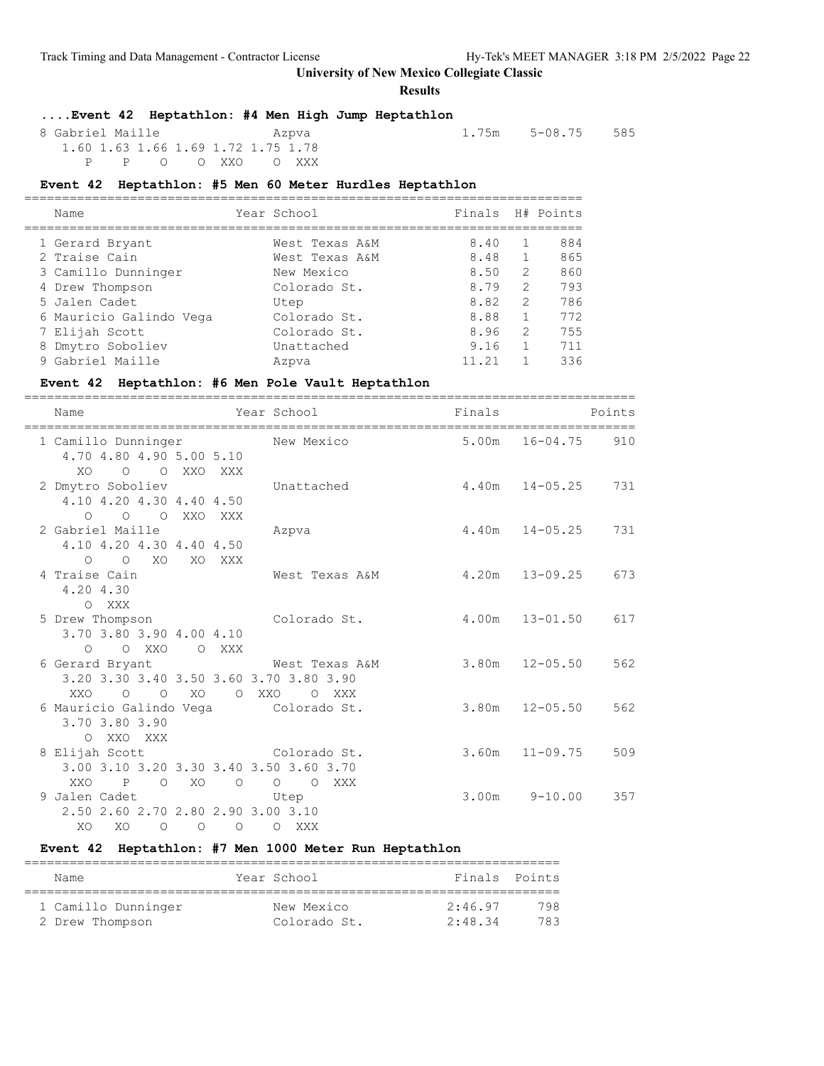## University of New Mexico Collegiate Classic

### Results

#### ....Event 42 Heptathlon: #4 Men High Jump Heptathlon

| | | | | | |
|---|---|---|---|---|---|
| 8 Gabriel Maille | | Azpva | 1.75m | 5-08.75 | 585 |
| 1.60 1.63 1.66 1.69 1.72 1.75 1.78 | | | | | |
| P P O O XXO O XXX | | | | | |

#### Event 42 Heptathlon: #5 Men 60 Meter Hurdles Heptathlon

| Name | Year | School | Finals | H# | Points |
|---|---|---|---|---|---|
| 1 Gerard Bryant | | West Texas A&M | 8.40 | 1 | 884 |
| 2 Traise Cain | | West Texas A&M | 8.48 | 1 | 865 |
| 3 Camillo Dunninger | | New Mexico | 8.50 | 2 | 860 |
| 4 Drew Thompson | | Colorado St. | 8.79 | 2 | 793 |
| 5 Jalen Cadet | | Utep | 8.82 | 2 | 786 |
| 6 Mauricio Galindo Vega | | Colorado St. | 8.88 | 1 | 772 |
| 7 Elijah Scott | | Colorado St. | 8.96 | 2 | 755 |
| 8 Dmytro Soboliev | | Unattached | 9.16 | 1 | 711 |
| 9 Gabriel Maille | | Azpva | 11.21 | 1 | 336 |

#### Event 42 Heptathlon: #6 Men Pole Vault Heptathlon

| Name | Year | School | Finals | | Points |
|---|---|---|---|---|---|
| 1 Camillo Dunninger | | New Mexico | 5.00m | 16-04.75 | 910 |
| 4.70 4.80 4.90 5.00 5.10 | | | | | |
| XO O O XXO XXX | | | | | |
| 2 Dmytro Soboliev | | Unattached | 4.40m | 14-05.25 | 731 |
| 4.10 4.20 4.30 4.40 4.50 | | | | | |
| O O O XXO XXX | | | | | |
| 2 Gabriel Maille | | Azpva | 4.40m | 14-05.25 | 731 |
| 4.10 4.20 4.30 4.40 4.50 | | | | | |
| O O XO XO XXX | | | | | |
| 4 Traise Cain | | West Texas A&M | 4.20m | 13-09.25 | 673 |
| 4.20 4.30 | | | | | |
| O XXX | | | | | |
| 5 Drew Thompson | | Colorado St. | 4.00m | 13-01.50 | 617 |
| 3.70 3.80 3.90 4.00 4.10 | | | | | |
| O O XXO O XXX | | | | | |
| 6 Gerard Bryant | | West Texas A&M | 3.80m | 12-05.50 | 562 |
| 3.20 3.30 3.40 3.50 3.60 3.70 3.80 3.90 | | | | | |
| XXO O O XO O XXO O XXX | | | | | |
| 6 Mauricio Galindo Vega | | Colorado St. | 3.80m | 12-05.50 | 562 |
| 3.70 3.80 3.90 | | | | | |
| O XXO XXX | | | | | |
| 8 Elijah Scott | | Colorado St. | 3.60m | 11-09.75 | 509 |
| 3.00 3.10 3.20 3.30 3.40 3.50 3.60 3.70 | | | | | |
| XXO P O XO O O O XXX | | | | | |
| 9 Jalen Cadet | | Utep | 3.00m | 9-10.00 | 357 |
| 2.50 2.60 2.70 2.80 2.90 3.00 3.10 | | | | | |
| XO XO O O O O XXX | | | | | |

#### Event 42 Heptathlon: #7 Men 1000 Meter Run Heptathlon

| Name | Year | School | Finals | Points |
|---|---|---|---|---|
| 1 Camillo Dunninger | | New Mexico | 2:46.97 | 798 |
| 2 Drew Thompson | | Colorado St. | 2:48.34 | 783 |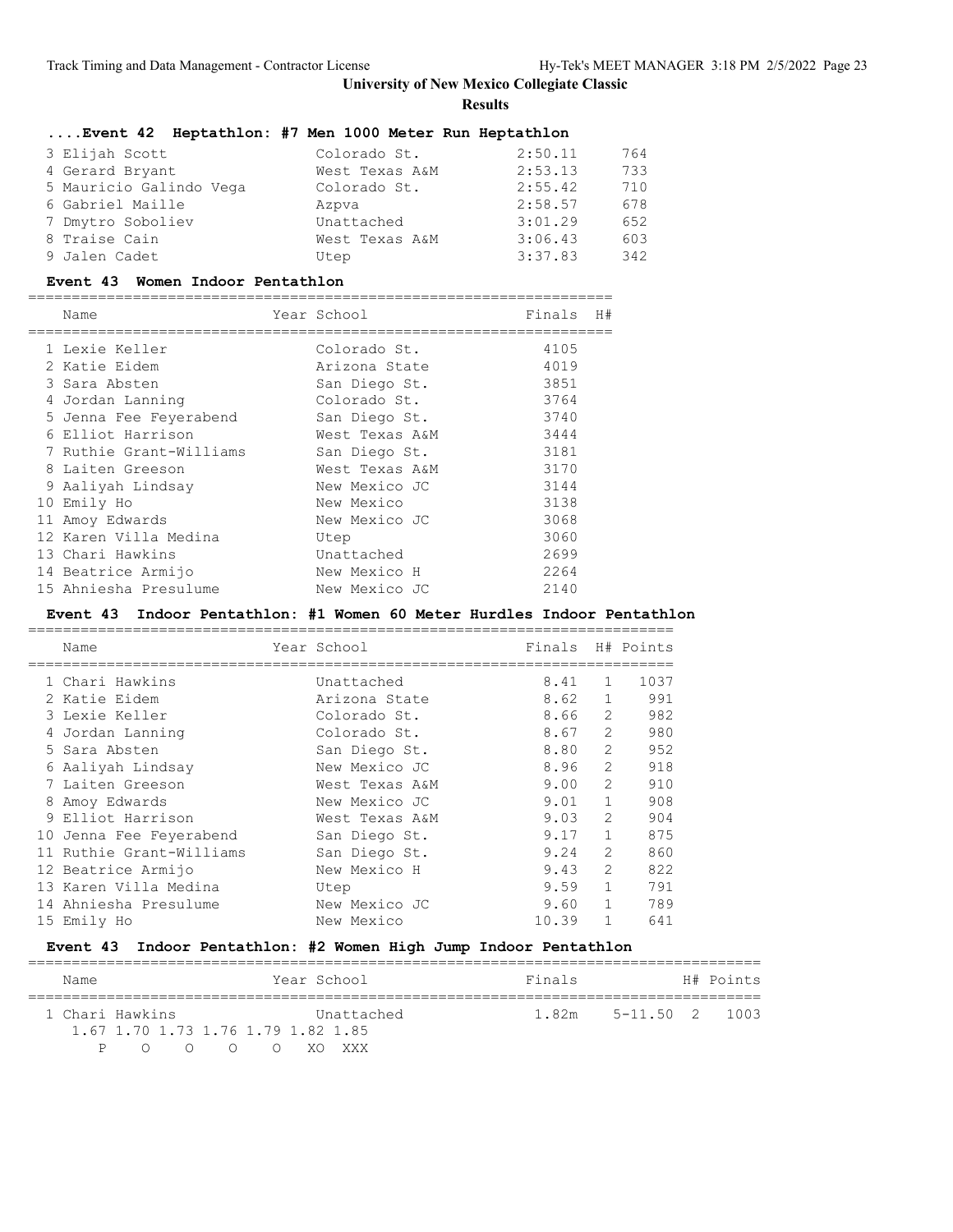## University of New Mexico Collegiate Classic

**Results**

### ....Event 42 Heptathlon: #7 Men 1000 Meter Run Heptathlon

| | | | |
|---|---|---|---|
| 3 Elijah Scott | Colorado St. | 2:50.11 | 764 |
| 4 Gerard Bryant | West Texas A&M | 2:53.13 | 733 |
| 5 Mauricio Galindo Vega | Colorado St. | 2:55.42 | 710 |
| 6 Gabriel Maille | Azpva | 2:58.57 | 678 |
| 7 Dmytro Soboliev | Unattached | 3:01.29 | 652 |
| 8 Traise Cain | West Texas A&M | 3:06.43 | 603 |
| 9 Jalen Cadet | Utep | 3:37.83 | 342 |

### Event 43 Women Indoor Pentathlon

| Name | Year School | Finals | H# |
|---|---|---|---|
| 1 Lexie Keller | Colorado St. | 4105 | |
| 2 Katie Eidem | Arizona State | 4019 | |
| 3 Sara Absten | San Diego St. | 3851 | |
| 4 Jordan Lanning | Colorado St. | 3764 | |
| 5 Jenna Fee Feyerabend | San Diego St. | 3740 | |
| 6 Elliot Harrison | West Texas A&M | 3444 | |
| 7 Ruthie Grant-Williams | San Diego St. | 3181 | |
| 8 Laiten Greeson | West Texas A&M | 3170 | |
| 9 Aaliyah Lindsay | New Mexico JC | 3144 | |
| 10 Emily Ho | New Mexico | 3138 | |
| 11 Amoy Edwards | New Mexico JC | 3068 | |
| 12 Karen Villa Medina | Utep | 3060 | |
| 13 Chari Hawkins | Unattached | 2699 | |
| 14 Beatrice Armijo | New Mexico H | 2264 | |
| 15 Ahniesha Presulume | New Mexico JC | 2140 | |

### Event 43 Indoor Pentathlon: #1 Women 60 Meter Hurdles Indoor Pentathlon

| Name | Year School | Finals | H# | Points |
|---|---|---|---|---|
| 1 Chari Hawkins | Unattached | 8.41 | 1 | 1037 |
| 2 Katie Eidem | Arizona State | 8.62 | 1 | 991 |
| 3 Lexie Keller | Colorado St. | 8.66 | 2 | 982 |
| 4 Jordan Lanning | Colorado St. | 8.67 | 2 | 980 |
| 5 Sara Absten | San Diego St. | 8.80 | 2 | 952 |
| 6 Aaliyah Lindsay | New Mexico JC | 8.96 | 2 | 918 |
| 7 Laiten Greeson | West Texas A&M | 9.00 | 2 | 910 |
| 8 Amoy Edwards | New Mexico JC | 9.01 | 1 | 908 |
| 9 Elliot Harrison | West Texas A&M | 9.03 | 2 | 904 |
| 10 Jenna Fee Feyerabend | San Diego St. | 9.17 | 1 | 875 |
| 11 Ruthie Grant-Williams | San Diego St. | 9.24 | 2 | 860 |
| 12 Beatrice Armijo | New Mexico H | 9.43 | 2 | 822 |
| 13 Karen Villa Medina | Utep | 9.59 | 1 | 791 |
| 14 Ahniesha Presulume | New Mexico JC | 9.60 | 1 | 789 |
| 15 Emily Ho | New Mexico | 10.39 | 1 | 641 |

### Event 43 Indoor Pentathlon: #2 Women High Jump Indoor Pentathlon

| Name | Year School | Finals | | H# | Points |
|---|---|---|---|---|---|
| 1 Chari Hawkins | Unattached | 1.82m | 5-11.50 | 2 | 1003 |

```
1.67 1.70 1.73 1.76 1.79 1.82 1.85
   P    O    O    O    O   XO  XXX
```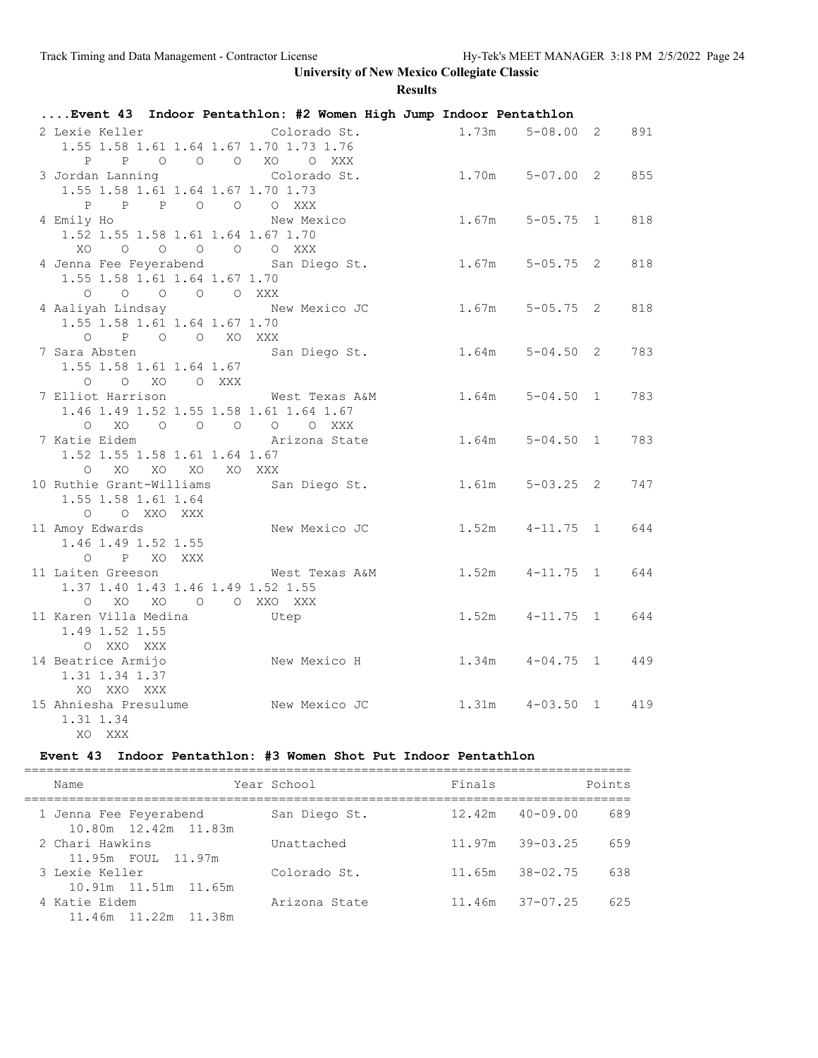## University of New Mexico Collegiate Classic

### Results

#### ....Event 43 Indoor Pentathlon: #2 Women High Jump Indoor Pentathlon

```
  2 Lexie Keller                 Colorado St.             1.73m    5-08.00  2    891
     1.55 1.58 1.61 1.64 1.67 1.70 1.73 1.76
        P    P    O    O    O   XO    O  XXX
  3 Jordan Lanning               Colorado St.             1.70m    5-07.00  2    855
     1.55 1.58 1.61 1.64 1.67 1.70 1.73
        P    P    P    O    O    O  XXX
  4 Emily Ho                     New Mexico               1.67m    5-05.75  1    818
     1.52 1.55 1.58 1.61 1.64 1.67 1.70
       XO    O    O    O    O    O  XXX
  4 Jenna Fee Feyerabend         San Diego St.            1.67m    5-05.75  2    818
     1.55 1.58 1.61 1.64 1.67 1.70
        O    O    O    O    O  XXX
  4 Aaliyah Lindsay              New Mexico JC            1.67m    5-05.75  2    818
     1.55 1.58 1.61 1.64 1.67 1.70
        O    P    O    O   XO  XXX
  7 Sara Absten                  San Diego St.            1.64m    5-04.50  2    783
     1.55 1.58 1.61 1.64 1.67
        O    O   XO    O  XXX
  7 Elliot Harrison              West Texas A&M           1.64m    5-04.50  1    783
     1.46 1.49 1.52 1.55 1.58 1.61 1.64 1.67
        O   XO    O    O    O    O    O  XXX
  7 Katie Eidem                  Arizona State            1.64m    5-04.50  1    783
     1.52 1.55 1.58 1.61 1.64 1.67
        O   XO   XO   XO   XO  XXX
 10 Ruthie Grant-Williams        San Diego St.            1.61m    5-03.25  2    747
     1.55 1.58 1.61 1.64
        O    O  XXO  XXX
 11 Amoy Edwards                 New Mexico JC            1.52m    4-11.75  1    644
     1.46 1.49 1.52 1.55
        O    P   XO  XXX
 11 Laiten Greeson               West Texas A&M           1.52m    4-11.75  1    644
     1.37 1.40 1.43 1.46 1.49 1.52 1.55
        O   XO   XO    O    O  XXO  XXX
 11 Karen Villa Medina           Utep                     1.52m    4-11.75  1    644
     1.49 1.52 1.55
        O  XXO  XXX
 14 Beatrice Armijo              New Mexico H             1.34m    4-04.75  1    449
     1.31 1.34 1.37
       XO  XXO  XXX
 15 Ahniesha Presulume           New Mexico JC            1.31m    4-03.50  1    419
     1.31 1.34
       XO  XXX
```

#### Event 43 Indoor Pentathlon: #3 Women Shot Put Indoor Pentathlon

```
================================================================================
    Name                    Year School                  Finals            Points
================================================================================
  1 Jenna Fee Feyerabend         San Diego St.            12.42m   40-09.00    689
      10.80m  12.42m  11.83m
  2 Chari Hawkins                Unattached               11.97m   39-03.25    659
      11.95m  FOUL  11.97m
  3 Lexie Keller                 Colorado St.             11.65m   38-02.75    638
      10.91m  11.51m  11.65m
  4 Katie Eidem                  Arizona State            11.46m   37-07.25    625
      11.46m  11.22m  11.38m
```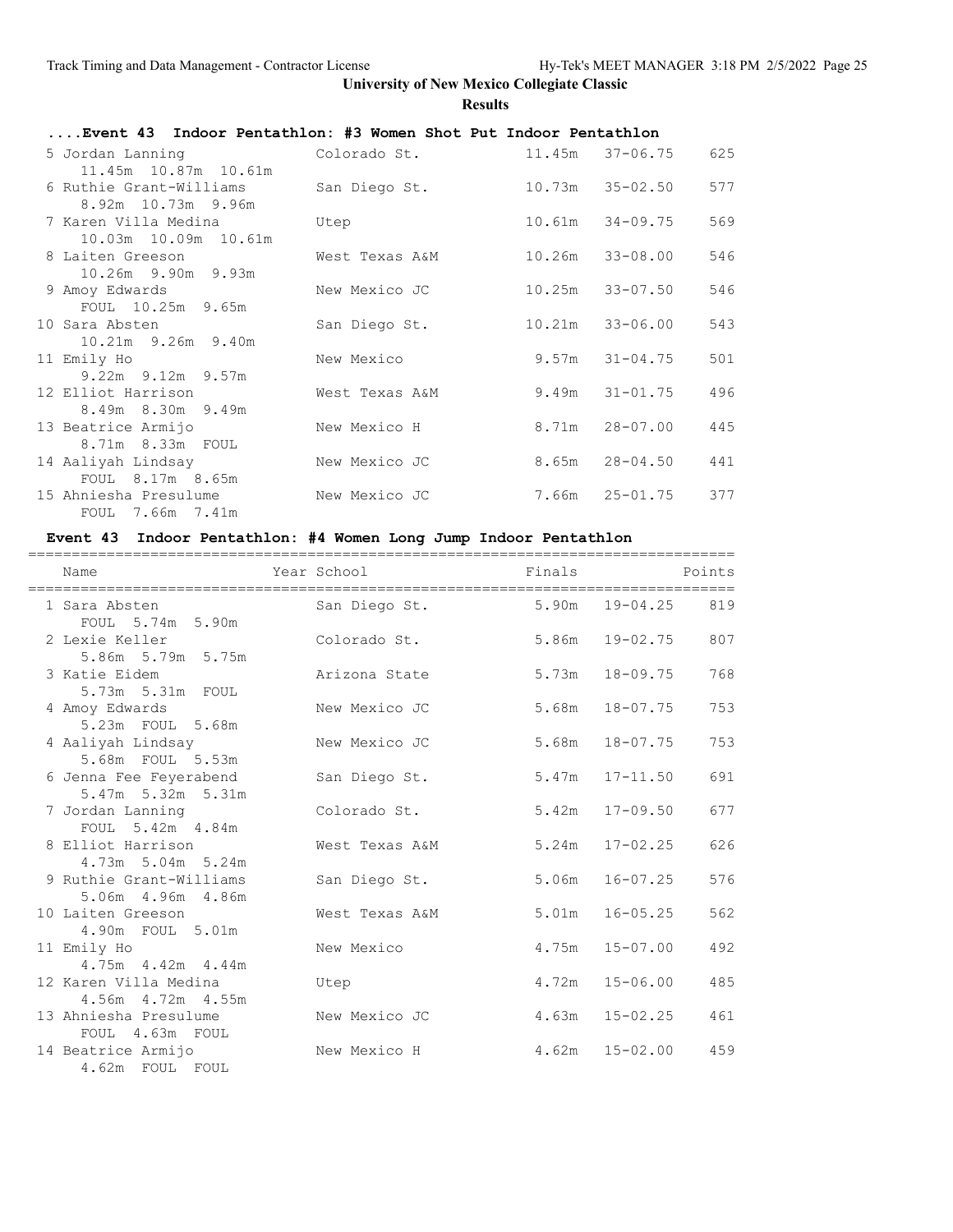**University of New Mexico Collegiate Classic**

**Results**

### ....Event 43 Indoor Pentathlon: #3 Women Shot Put Indoor Pentathlon

| Name | School | Finals | | Points |
|---|---|---|---|---|
| 5 Jordan Lanning | Colorado St. | 11.45m | 37-06.75 | 625 |
| 11.45m 10.87m 10.61m | | | | |
| 6 Ruthie Grant-Williams | San Diego St. | 10.73m | 35-02.50 | 577 |
| 8.92m 10.73m 9.96m | | | | |
| 7 Karen Villa Medina | Utep | 10.61m | 34-09.75 | 569 |
| 10.03m 10.09m 10.61m | | | | |
| 8 Laiten Greeson | West Texas A&M | 10.26m | 33-08.00 | 546 |
| 10.26m 9.90m 9.93m | | | | |
| 9 Amoy Edwards | New Mexico JC | 10.25m | 33-07.50 | 546 |
| FOUL 10.25m 9.65m | | | | |
| 10 Sara Absten | San Diego St. | 10.21m | 33-06.00 | 543 |
| 10.21m 9.26m 9.40m | | | | |
| 11 Emily Ho | New Mexico | 9.57m | 31-04.75 | 501 |
| 9.22m 9.12m 9.57m | | | | |
| 12 Elliot Harrison | West Texas A&M | 9.49m | 31-01.75 | 496 |
| 8.49m 8.30m 9.49m | | | | |
| 13 Beatrice Armijo | New Mexico H | 8.71m | 28-07.00 | 445 |
| 8.71m 8.33m FOUL | | | | |
| 14 Aaliyah Lindsay | New Mexico JC | 8.65m | 28-04.50 | 441 |
| FOUL 8.17m 8.65m | | | | |
| 15 Ahniesha Presulume | New Mexico JC | 7.66m | 25-01.75 | 377 |
| FOUL 7.66m 7.41m | | | | |

### Event 43 Indoor Pentathlon: #4 Women Long Jump Indoor Pentathlon

| Name | Year School | Finals | | Points |
|---|---|---|---|---|
| 1 Sara Absten | San Diego St. | 5.90m | 19-04.25 | 819 |
| FOUL 5.74m 5.90m | | | | |
| 2 Lexie Keller | Colorado St. | 5.86m | 19-02.75 | 807 |
| 5.86m 5.79m 5.75m | | | | |
| 3 Katie Eidem | Arizona State | 5.73m | 18-09.75 | 768 |
| 5.73m 5.31m FOUL | | | | |
| 4 Amoy Edwards | New Mexico JC | 5.68m | 18-07.75 | 753 |
| 5.23m FOUL 5.68m | | | | |
| 4 Aaliyah Lindsay | New Mexico JC | 5.68m | 18-07.75 | 753 |
| 5.68m FOUL 5.53m | | | | |
| 6 Jenna Fee Feyerabend | San Diego St. | 5.47m | 17-11.50 | 691 |
| 5.47m 5.32m 5.31m | | | | |
| 7 Jordan Lanning | Colorado St. | 5.42m | 17-09.50 | 677 |
| FOUL 5.42m 4.84m | | | | |
| 8 Elliot Harrison | West Texas A&M | 5.24m | 17-02.25 | 626 |
| 4.73m 5.04m 5.24m | | | | |
| 9 Ruthie Grant-Williams | San Diego St. | 5.06m | 16-07.25 | 576 |
| 5.06m 4.96m 4.86m | | | | |
| 10 Laiten Greeson | West Texas A&M | 5.01m | 16-05.25 | 562 |
| 4.90m FOUL 5.01m | | | | |
| 11 Emily Ho | New Mexico | 4.75m | 15-07.00 | 492 |
| 4.75m 4.42m 4.44m | | | | |
| 12 Karen Villa Medina | Utep | 4.72m | 15-06.00 | 485 |
| 4.56m 4.72m 4.55m | | | | |
| 13 Ahniesha Presulume | New Mexico JC | 4.63m | 15-02.25 | 461 |
| FOUL 4.63m FOUL | | | | |
| 14 Beatrice Armijo | New Mexico H | 4.62m | 15-02.00 | 459 |
| 4.62m FOUL FOUL | | | | |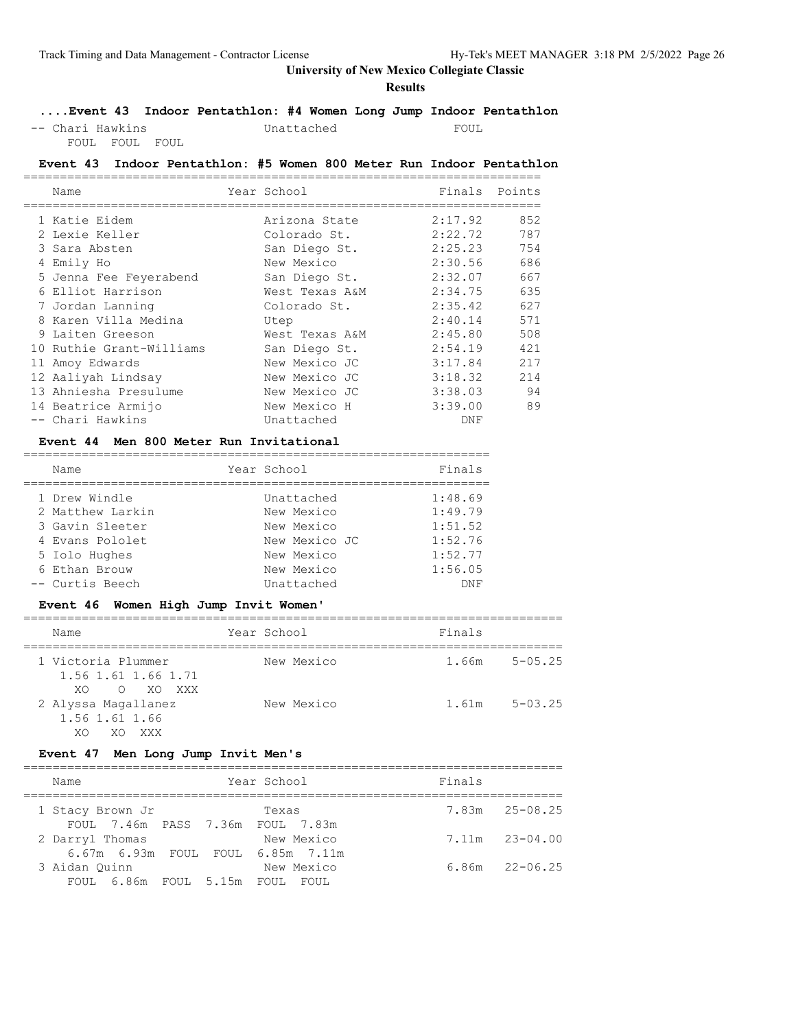## University of New Mexico Collegiate Classic

### Results

#### ....Event 43 Indoor Pentathlon: #4 Women Long Jump Indoor Pentathlon

| | Name | Year School | Finals |
|---|---|---|---|
| -- | Chari Hawkins | Unattached | FOUL |
| | FOUL FOUL FOUL | | |

#### Event 43 Indoor Pentathlon: #5 Women 800 Meter Run Indoor Pentathlon

| | Name | Year School | Finals | Points |
|---|---|---|---|---|
| 1 | Katie Eidem | Arizona State | 2:17.92 | 852 |
| 2 | Lexie Keller | Colorado St. | 2:22.72 | 787 |
| 3 | Sara Absten | San Diego St. | 2:25.23 | 754 |
| 4 | Emily Ho | New Mexico | 2:30.56 | 686 |
| 5 | Jenna Fee Feyerabend | San Diego St. | 2:32.07 | 667 |
| 6 | Elliot Harrison | West Texas A&M | 2:34.75 | 635 |
| 7 | Jordan Lanning | Colorado St. | 2:35.42 | 627 |
| 8 | Karen Villa Medina | Utep | 2:40.14 | 571 |
| 9 | Laiten Greeson | West Texas A&M | 2:45.80 | 508 |
| 10 | Ruthie Grant-Williams | San Diego St. | 2:54.19 | 421 |
| 11 | Amoy Edwards | New Mexico JC | 3:17.84 | 217 |
| 12 | Aaliyah Lindsay | New Mexico JC | 3:18.32 | 214 |
| 13 | Ahniesha Presulume | New Mexico JC | 3:38.03 | 94 |
| 14 | Beatrice Armijo | New Mexico H | 3:39.00 | 89 |
| -- | Chari Hawkins | Unattached | DNF | |

#### Event 44 Men 800 Meter Run Invitational

| | Name | Year School | Finals |
|---|---|---|---|
| 1 | Drew Windle | Unattached | 1:48.69 |
| 2 | Matthew Larkin | New Mexico | 1:49.79 |
| 3 | Gavin Sleeter | New Mexico | 1:51.52 |
| 4 | Evans Pololet | New Mexico JC | 1:52.76 |
| 5 | Iolo Hughes | New Mexico | 1:52.77 |
| 6 | Ethan Brouw | New Mexico | 1:56.05 |
| -- | Curtis Beech | Unattached | DNF |

#### Event 46 Women High Jump Invit Women'

| | Name | Year School | Finals | |
|---|---|---|---|---|
| 1 | Victoria Plummer | New Mexico | 1.66m | 5-05.25 |
| | 1.56 1.61 1.66 1.71 | | | |
| | XO O XO XXX | | | |
| 2 | Alyssa Magallanez | New Mexico | 1.61m | 5-03.25 |
| | 1.56 1.61 1.66 | | | |
| | XO XO XXX | | | |

#### Event 47 Men Long Jump Invit Men's

| | Name | Year School | Finals | |
|---|---|---|---|---|
| 1 | Stacy Brown Jr | Texas | 7.83m | 25-08.25 |
| | FOUL 7.46m PASS 7.36m FOUL 7.83m | | | |
| 2 | Darryl Thomas | New Mexico | 7.11m | 23-04.00 |
| | 6.67m 6.93m FOUL FOUL 6.85m 7.11m | | | |
| 3 | Aidan Quinn | New Mexico | 6.86m | 22-06.25 |
| | FOUL 6.86m FOUL 5.15m FOUL FOUL | | | |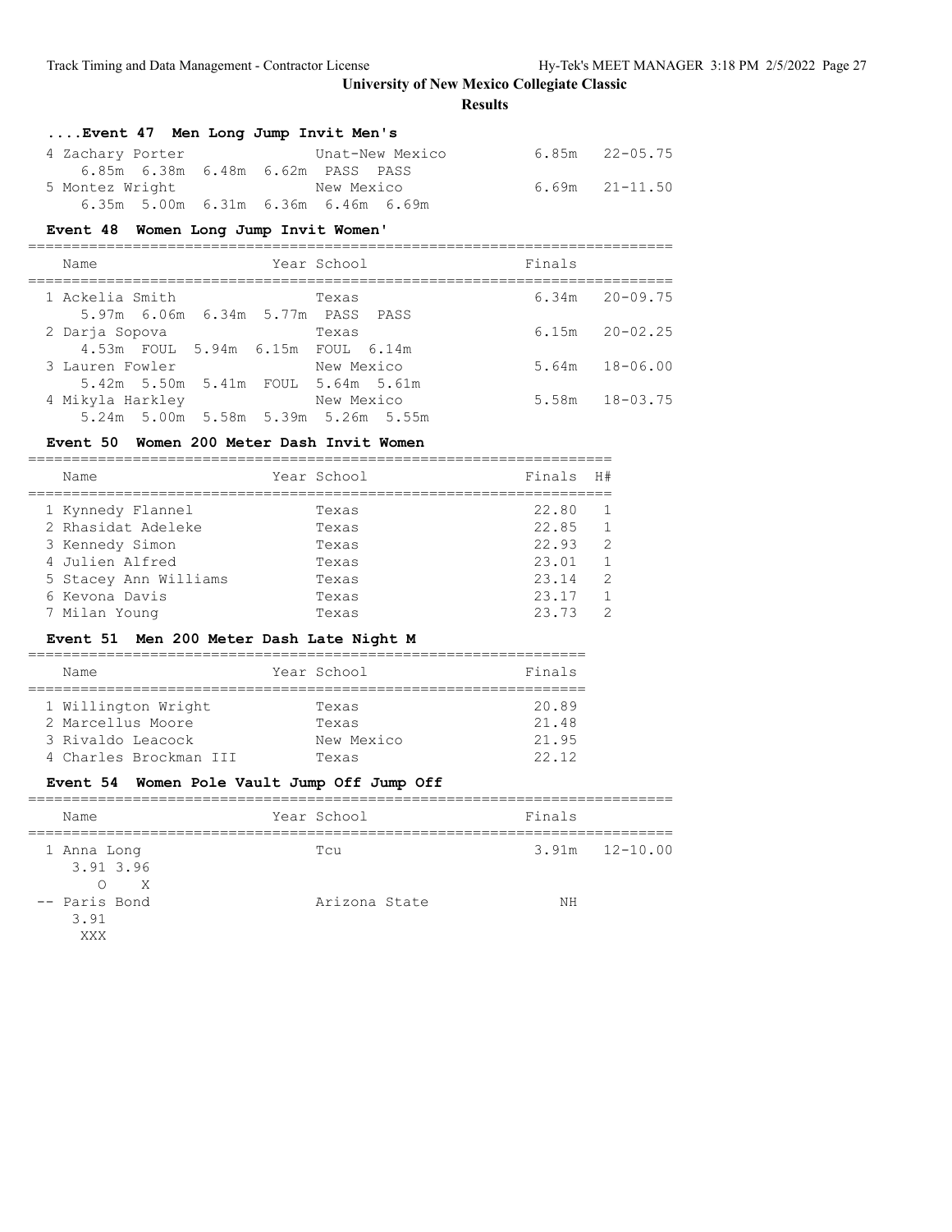## University of New Mexico Collegiate Classic

**Results**

### ....Event 47 Men Long Jump Invit Men's

| Name | Year School | Finals | |
|---|---|---|---|
| 4 Zachary Porter | Unat-New Mexico | 6.85m | 22-05.75 |
| 6.85m 6.38m 6.48m 6.62m PASS PASS | | | |
| 5 Montez Wright | New Mexico | 6.69m | 21-11.50 |
| 6.35m 5.00m 6.31m 6.36m 6.46m 6.69m | | | |

### Event 48 Women Long Jump Invit Women'

| Name | Year School | Finals | |
|---|---|---|---|
| 1 Ackelia Smith | Texas | 6.34m | 20-09.75 |
| 5.97m 6.06m 6.34m 5.77m PASS PASS | | | |
| 2 Darja Sopova | Texas | 6.15m | 20-02.25 |
| 4.53m FOUL 5.94m 6.15m FOUL 6.14m | | | |
| 3 Lauren Fowler | New Mexico | 5.64m | 18-06.00 |
| 5.42m 5.50m 5.41m FOUL 5.64m 5.61m | | | |
| 4 Mikyla Harkley | New Mexico | 5.58m | 18-03.75 |
| 5.24m 5.00m 5.58m 5.39m 5.26m 5.55m | | | |

### Event 50 Women 200 Meter Dash Invit Women

| Name | Year School | Finals | H# |
|---|---|---|---|
| 1 Kynnedy Flannel | Texas | 22.80 | 1 |
| 2 Rhasidat Adeleke | Texas | 22.85 | 1 |
| 3 Kennedy Simon | Texas | 22.93 | 2 |
| 4 Julien Alfred | Texas | 23.01 | 1 |
| 5 Stacey Ann Williams | Texas | 23.14 | 2 |
| 6 Kevona Davis | Texas | 23.17 | 1 |
| 7 Milan Young | Texas | 23.73 | 2 |

### Event 51 Men 200 Meter Dash Late Night M

| Name | Year School | Finals |
|---|---|---|
| 1 Willington Wright | Texas | 20.89 |
| 2 Marcellus Moore | Texas | 21.48 |
| 3 Rivaldo Leacock | New Mexico | 21.95 |
| 4 Charles Brockman III | Texas | 22.12 |

### Event 54 Women Pole Vault Jump Off Jump Off

| Name | Year School | Finals | |
|---|---|---|---|
| 1 Anna Long | Tcu | 3.91m | 12-10.00 |
| 3.91 3.96 | | | |
| O X | | | |
| -- Paris Bond | Arizona State | NH | |
| 3.91 | | | |
| XXX | | | |